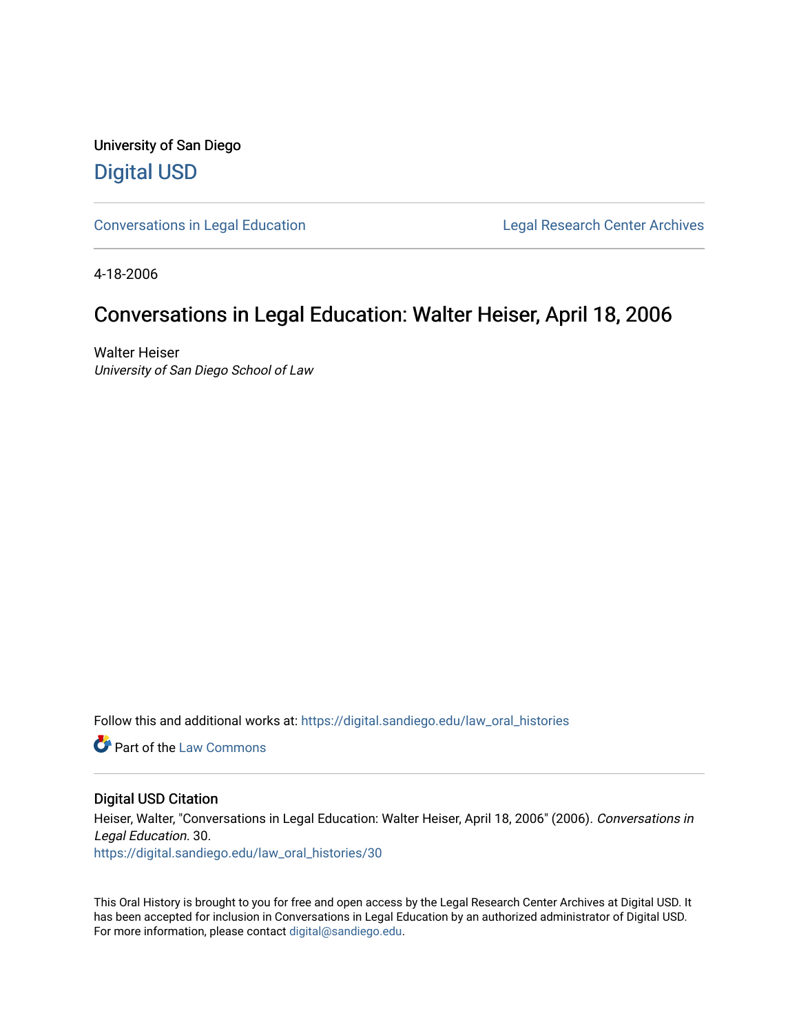University of San Diego

[Digital USD](https://digital.sandiego.edu)

[Conversations in Legal Education](https://digital.sandiego.edu/law_oral_histories) | [Legal Research Center Archives](https://digital.sandiego.edu/law_lrc_archives)

4-18-2006

# Conversations in Legal Education: Walter Heiser, April 18, 2006

Walter Heiser
*University of San Diego School of Law*

Follow this and additional works at: https://digital.sandiego.edu/law_oral_histories

Part of the Law Commons

## Digital USD Citation

Heiser, Walter, "Conversations in Legal Education: Walter Heiser, April 18, 2006" (2006). *Conversations in Legal Education*. 30.
https://digital.sandiego.edu/law_oral_histories/30

This Oral History is brought to you for free and open access by the Legal Research Center Archives at Digital USD. It has been accepted for inclusion in Conversations in Legal Education by an authorized administrator of Digital USD. For more information, please contact digital@sandiego.edu.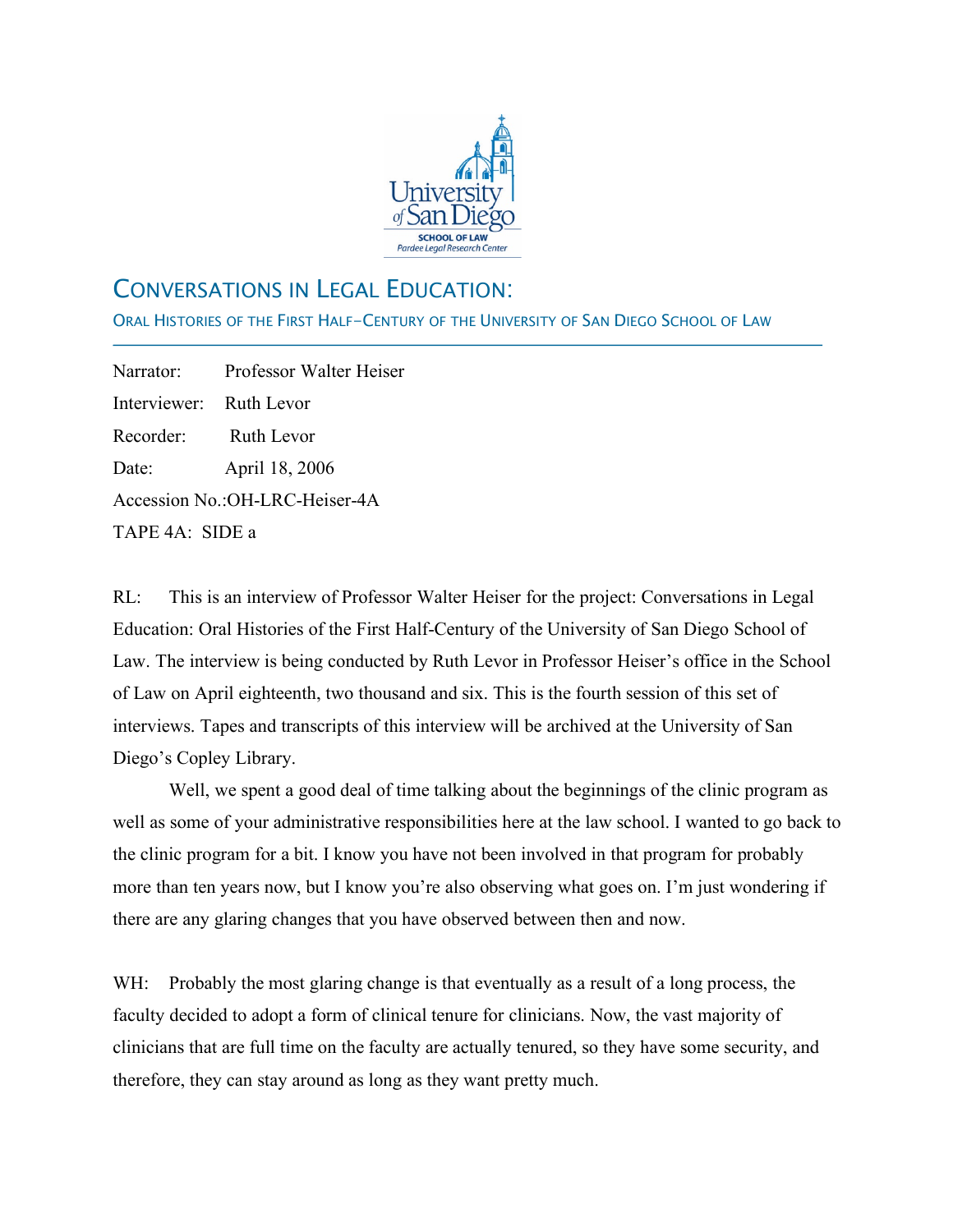# CONVERSATIONS IN LEGAL EDUCATION:

ORAL HISTORIES OF THE FIRST HALF-CENTURY OF THE UNIVERSITY OF SAN DIEGO SCHOOL OF LAW

Narrator: Professor Walter Heiser

Interviewer: Ruth Levor

Recorder: Ruth Levor

Date: April 18, 2006

Accession No.:OH-LRC-Heiser-4A

TAPE 4A: SIDE a

RL: This is an interview of Professor Walter Heiser for the project: Conversations in Legal Education: Oral Histories of the First Half-Century of the University of San Diego School of Law. The interview is being conducted by Ruth Levor in Professor Heiser's office in the School of Law on April eighteenth, two thousand and six. This is the fourth session of this set of interviews. Tapes and transcripts of this interview will be archived at the University of San Diego's Copley Library.

Well, we spent a good deal of time talking about the beginnings of the clinic program as well as some of your administrative responsibilities here at the law school. I wanted to go back to the clinic program for a bit. I know you have not been involved in that program for probably more than ten years now, but I know you're also observing what goes on. I'm just wondering if there are any glaring changes that you have observed between then and now.

WH: Probably the most glaring change is that eventually as a result of a long process, the faculty decided to adopt a form of clinical tenure for clinicians. Now, the vast majority of clinicians that are full time on the faculty are actually tenured, so they have some security, and therefore, they can stay around as long as they want pretty much.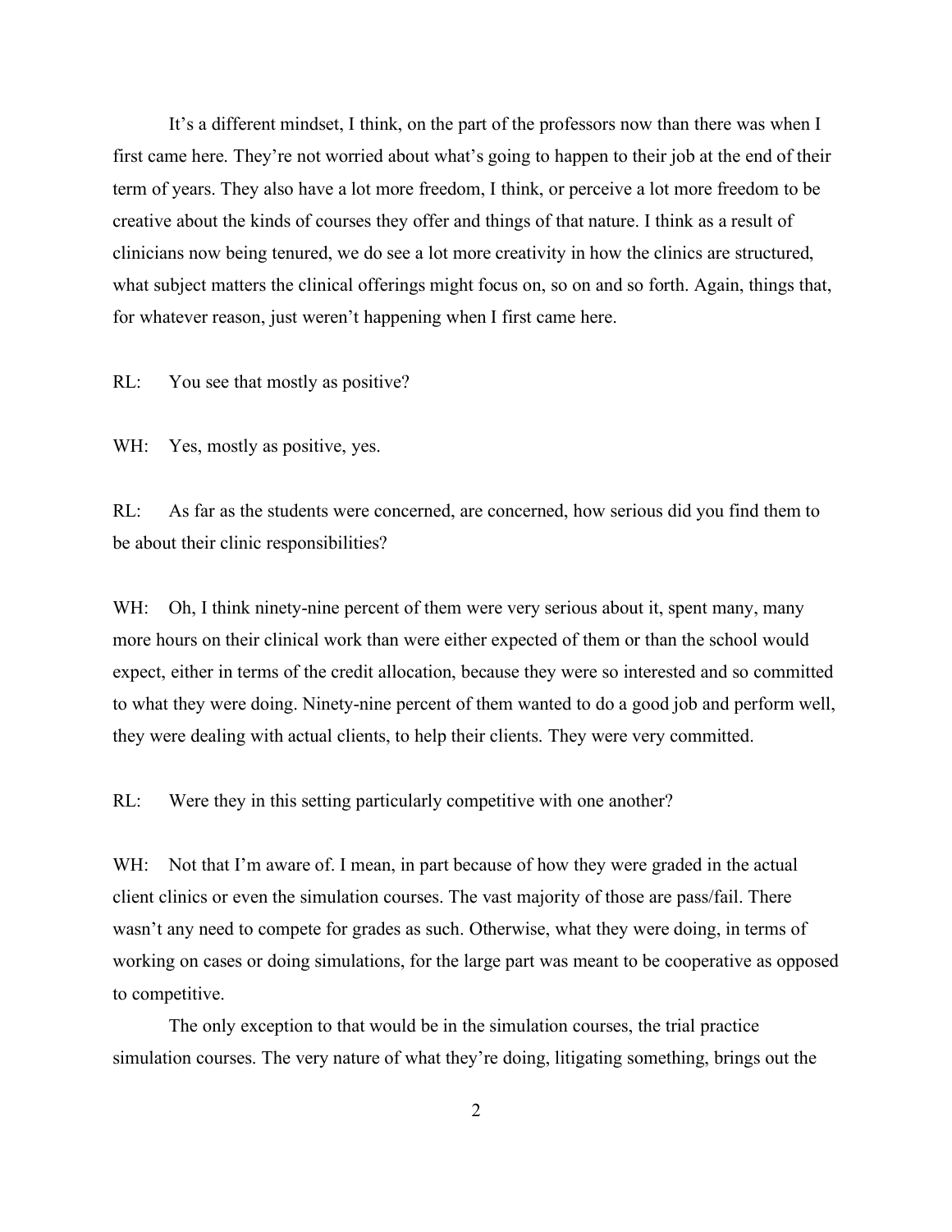It's a different mindset, I think, on the part of the professors now than there was when I first came here. They're not worried about what's going to happen to their job at the end of their term of years. They also have a lot more freedom, I think, or perceive a lot more freedom to be creative about the kinds of courses they offer and things of that nature. I think as a result of clinicians now being tenured, we do see a lot more creativity in how the clinics are structured, what subject matters the clinical offerings might focus on, so on and so forth. Again, things that, for whatever reason, just weren't happening when I first came here.

RL: You see that mostly as positive?

WH: Yes, mostly as positive, yes.

RL: As far as the students were concerned, are concerned, how serious did you find them to be about their clinic responsibilities?

WH: Oh, I think ninety-nine percent of them were very serious about it, spent many, many more hours on their clinical work than were either expected of them or than the school would expect, either in terms of the credit allocation, because they were so interested and so committed to what they were doing. Ninety-nine percent of them wanted to do a good job and perform well, they were dealing with actual clients, to help their clients. They were very committed.

RL: Were they in this setting particularly competitive with one another?

WH: Not that I'm aware of. I mean, in part because of how they were graded in the actual client clinics or even the simulation courses. The vast majority of those are pass/fail. There wasn't any need to compete for grades as such. Otherwise, what they were doing, in terms of working on cases or doing simulations, for the large part was meant to be cooperative as opposed to competitive.

The only exception to that would be in the simulation courses, the trial practice simulation courses. The very nature of what they're doing, litigating something, brings out the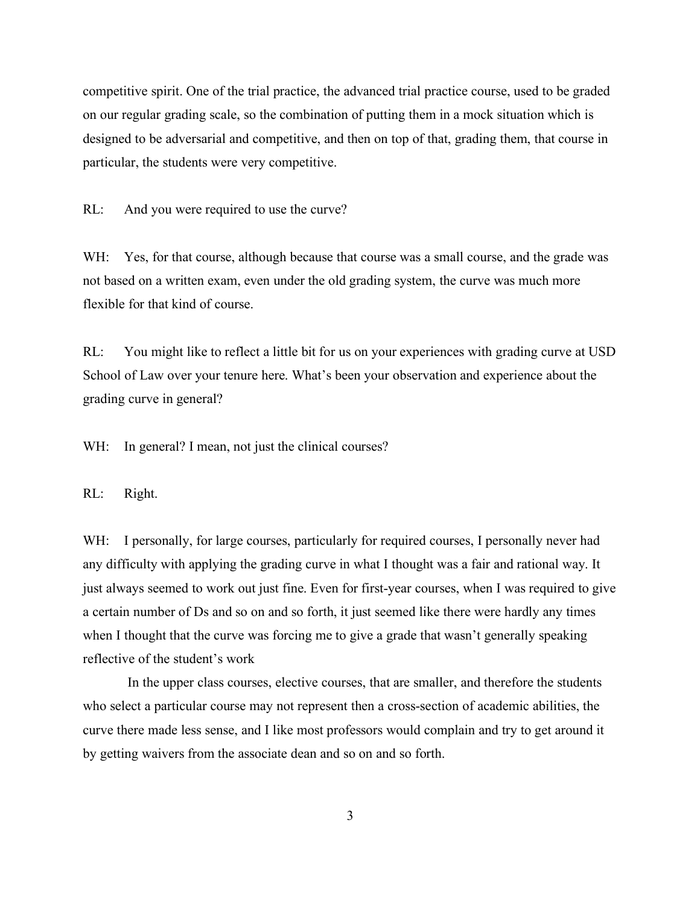competitive spirit. One of the trial practice, the advanced trial practice course, used to be graded on our regular grading scale, so the combination of putting them in a mock situation which is designed to be adversarial and competitive, and then on top of that, grading them, that course in particular, the students were very competitive.

RL: And you were required to use the curve?

WH: Yes, for that course, although because that course was a small course, and the grade was not based on a written exam, even under the old grading system, the curve was much more flexible for that kind of course.

RL: You might like to reflect a little bit for us on your experiences with grading curve at USD School of Law over your tenure here. What's been your observation and experience about the grading curve in general?

WH: In general? I mean, not just the clinical courses?

RL: Right.

WH: I personally, for large courses, particularly for required courses, I personally never had any difficulty with applying the grading curve in what I thought was a fair and rational way. It just always seemed to work out just fine. Even for first-year courses, when I was required to give a certain number of Ds and so on and so forth, it just seemed like there were hardly any times when I thought that the curve was forcing me to give a grade that wasn't generally speaking reflective of the student's work

In the upper class courses, elective courses, that are smaller, and therefore the students who select a particular course may not represent then a cross-section of academic abilities, the curve there made less sense, and I like most professors would complain and try to get around it by getting waivers from the associate dean and so on and so forth.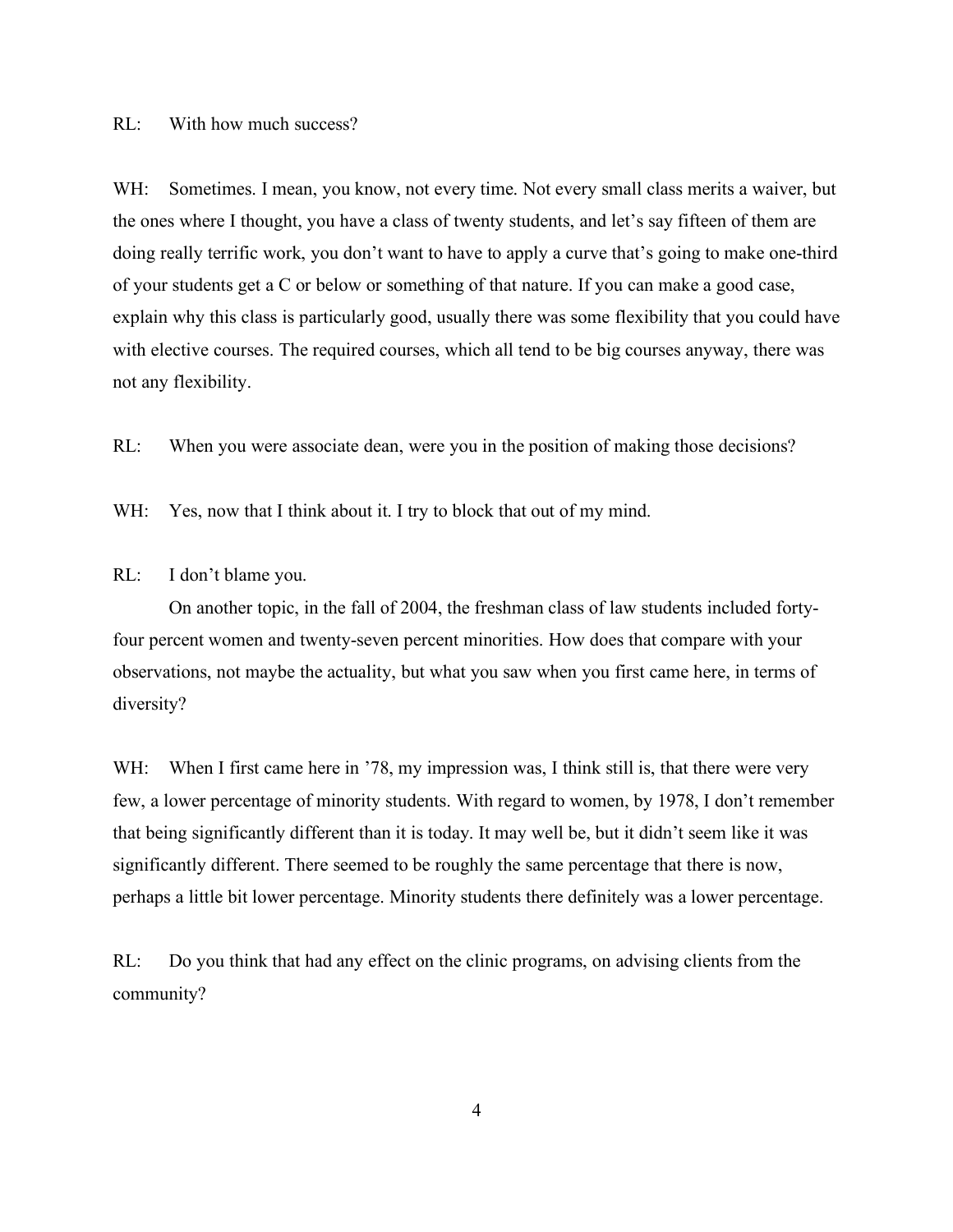RL: With how much success?

WH: Sometimes. I mean, you know, not every time. Not every small class merits a waiver, but the ones where I thought, you have a class of twenty students, and let's say fifteen of them are doing really terrific work, you don't want to have to apply a curve that's going to make one-third of your students get a C or below or something of that nature. If you can make a good case, explain why this class is particularly good, usually there was some flexibility that you could have with elective courses. The required courses, which all tend to be big courses anyway, there was not any flexibility.

RL: When you were associate dean, were you in the position of making those decisions?

WH: Yes, now that I think about it. I try to block that out of my mind.

RL: I don't blame you.

On another topic, in the fall of 2004, the freshman class of law students included forty-four percent women and twenty-seven percent minorities. How does that compare with your observations, not maybe the actuality, but what you saw when you first came here, in terms of diversity?

WH: When I first came here in '78, my impression was, I think still is, that there were very few, a lower percentage of minority students. With regard to women, by 1978, I don't remember that being significantly different than it is today. It may well be, but it didn't seem like it was significantly different. There seemed to be roughly the same percentage that there is now, perhaps a little bit lower percentage. Minority students there definitely was a lower percentage.

RL: Do you think that had any effect on the clinic programs, on advising clients from the community?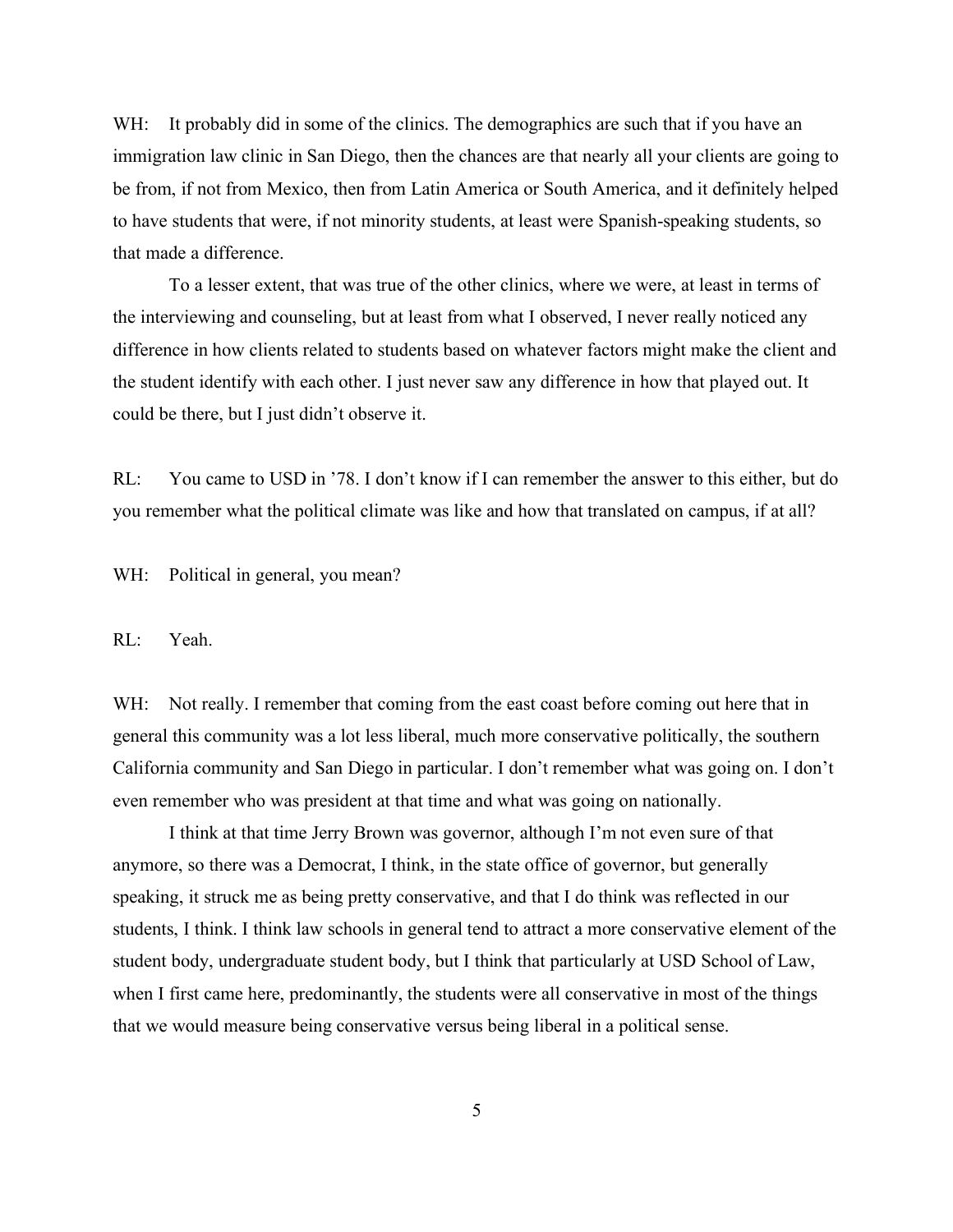WH: It probably did in some of the clinics. The demographics are such that if you have an immigration law clinic in San Diego, then the chances are that nearly all your clients are going to be from, if not from Mexico, then from Latin America or South America, and it definitely helped to have students that were, if not minority students, at least were Spanish-speaking students, so that made a difference.

To a lesser extent, that was true of the other clinics, where we were, at least in terms of the interviewing and counseling, but at least from what I observed, I never really noticed any difference in how clients related to students based on whatever factors might make the client and the student identify with each other. I just never saw any difference in how that played out. It could be there, but I just didn't observe it.

RL: You came to USD in '78. I don't know if I can remember the answer to this either, but do you remember what the political climate was like and how that translated on campus, if at all?

WH: Political in general, you mean?

RL: Yeah.

WH: Not really. I remember that coming from the east coast before coming out here that in general this community was a lot less liberal, much more conservative politically, the southern California community and San Diego in particular. I don't remember what was going on. I don't even remember who was president at that time and what was going on nationally.

I think at that time Jerry Brown was governor, although I'm not even sure of that anymore, so there was a Democrat, I think, in the state office of governor, but generally speaking, it struck me as being pretty conservative, and that I do think was reflected in our students, I think. I think law schools in general tend to attract a more conservative element of the student body, undergraduate student body, but I think that particularly at USD School of Law, when I first came here, predominantly, the students were all conservative in most of the things that we would measure being conservative versus being liberal in a political sense.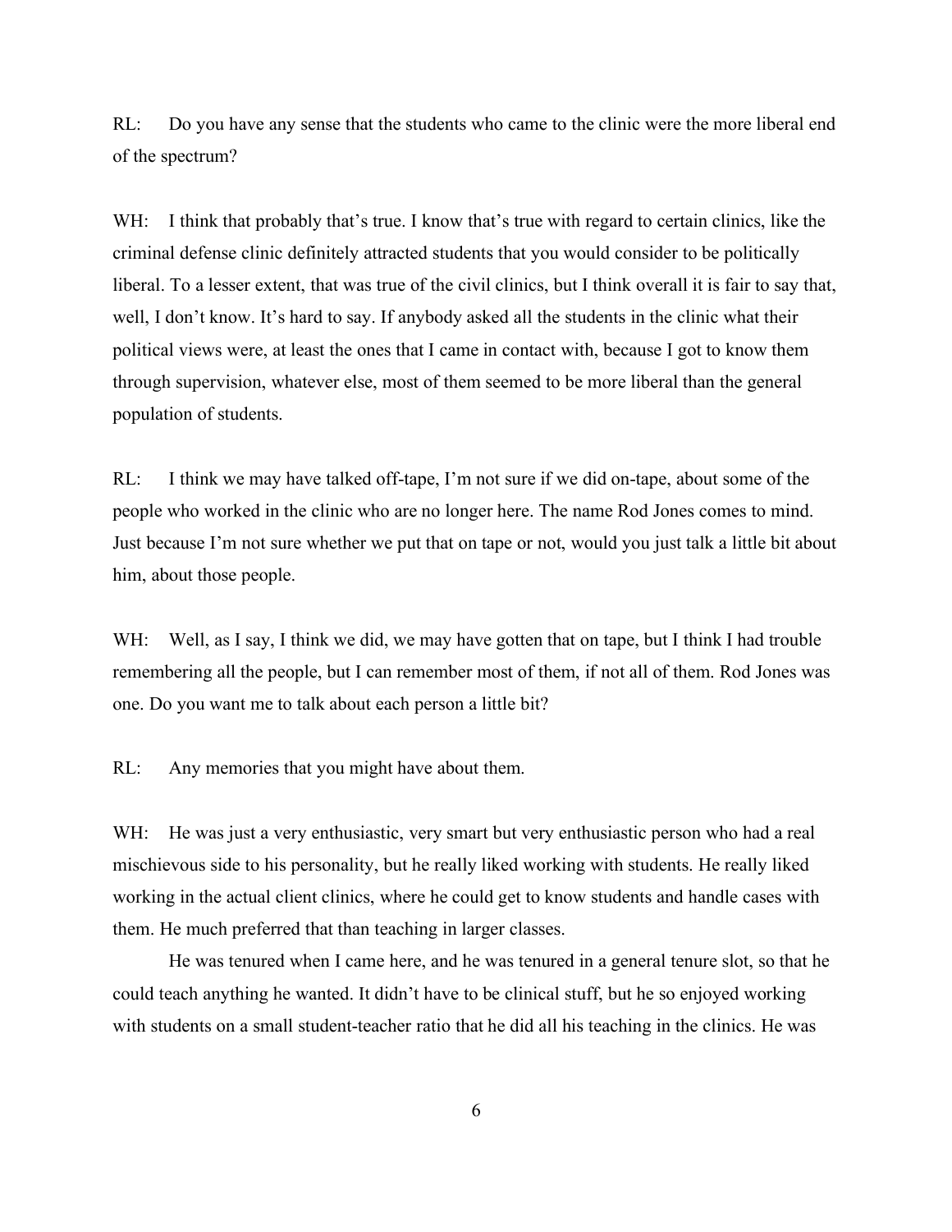RL: Do you have any sense that the students who came to the clinic were the more liberal end of the spectrum?

WH: I think that probably that's true. I know that's true with regard to certain clinics, like the criminal defense clinic definitely attracted students that you would consider to be politically liberal. To a lesser extent, that was true of the civil clinics, but I think overall it is fair to say that, well, I don't know. It's hard to say. If anybody asked all the students in the clinic what their political views were, at least the ones that I came in contact with, because I got to know them through supervision, whatever else, most of them seemed to be more liberal than the general population of students.

RL: I think we may have talked off-tape, I'm not sure if we did on-tape, about some of the people who worked in the clinic who are no longer here. The name Rod Jones comes to mind. Just because I'm not sure whether we put that on tape or not, would you just talk a little bit about him, about those people.

WH: Well, as I say, I think we did, we may have gotten that on tape, but I think I had trouble remembering all the people, but I can remember most of them, if not all of them. Rod Jones was one. Do you want me to talk about each person a little bit?

RL: Any memories that you might have about them.

WH: He was just a very enthusiastic, very smart but very enthusiastic person who had a real mischievous side to his personality, but he really liked working with students. He really liked working in the actual client clinics, where he could get to know students and handle cases with them. He much preferred that than teaching in larger classes.

He was tenured when I came here, and he was tenured in a general tenure slot, so that he could teach anything he wanted. It didn't have to be clinical stuff, but he so enjoyed working with students on a small student-teacher ratio that he did all his teaching in the clinics. He was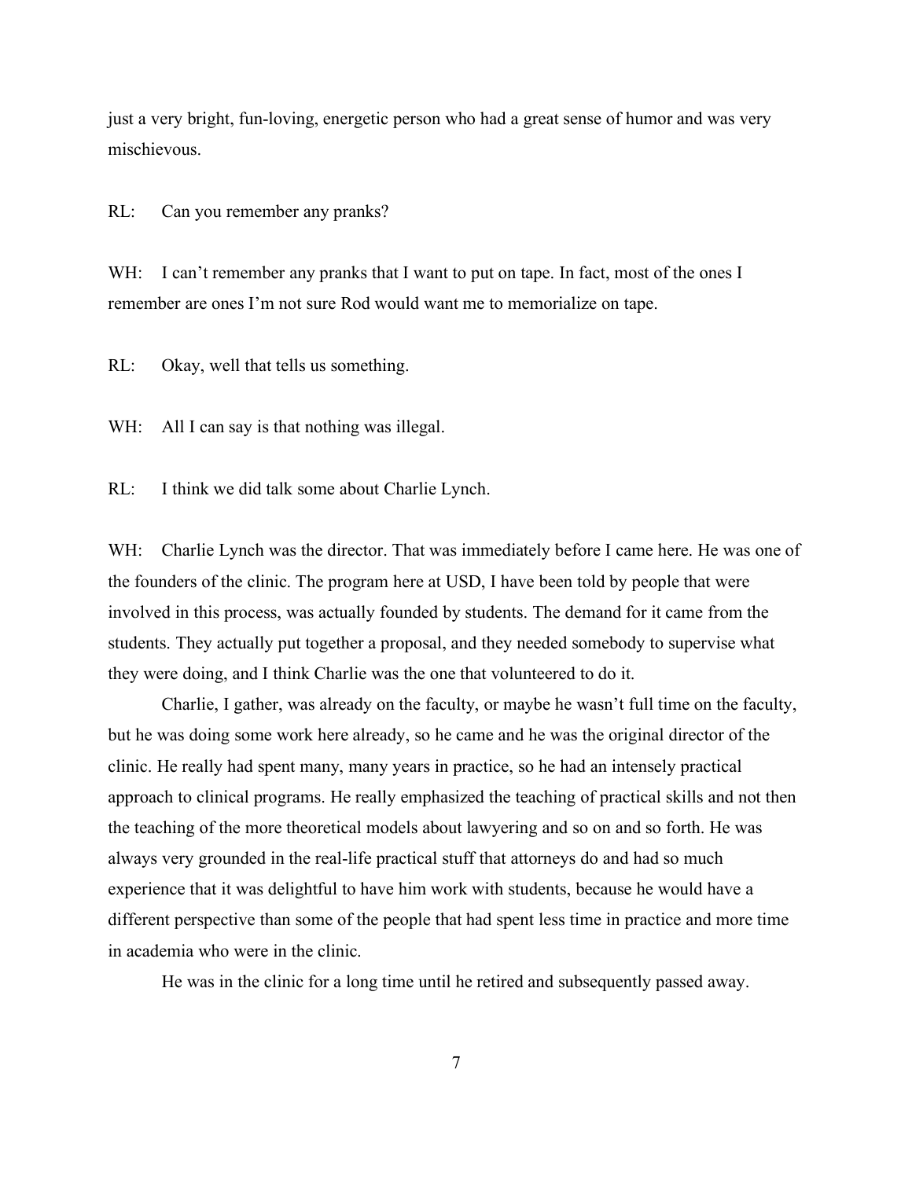just a very bright, fun-loving, energetic person who had a great sense of humor and was very mischievous.

RL: Can you remember any pranks?

WH: I can't remember any pranks that I want to put on tape. In fact, most of the ones I remember are ones I'm not sure Rod would want me to memorialize on tape.

RL: Okay, well that tells us something.

WH: All I can say is that nothing was illegal.

RL: I think we did talk some about Charlie Lynch.

WH: Charlie Lynch was the director. That was immediately before I came here. He was one of the founders of the clinic. The program here at USD, I have been told by people that were involved in this process, was actually founded by students. The demand for it came from the students. They actually put together a proposal, and they needed somebody to supervise what they were doing, and I think Charlie was the one that volunteered to do it.

Charlie, I gather, was already on the faculty, or maybe he wasn't full time on the faculty, but he was doing some work here already, so he came and he was the original director of the clinic. He really had spent many, many years in practice, so he had an intensely practical approach to clinical programs. He really emphasized the teaching of practical skills and not then the teaching of the more theoretical models about lawyering and so on and so forth. He was always very grounded in the real-life practical stuff that attorneys do and had so much experience that it was delightful to have him work with students, because he would have a different perspective than some of the people that had spent less time in practice and more time in academia who were in the clinic.

He was in the clinic for a long time until he retired and subsequently passed away.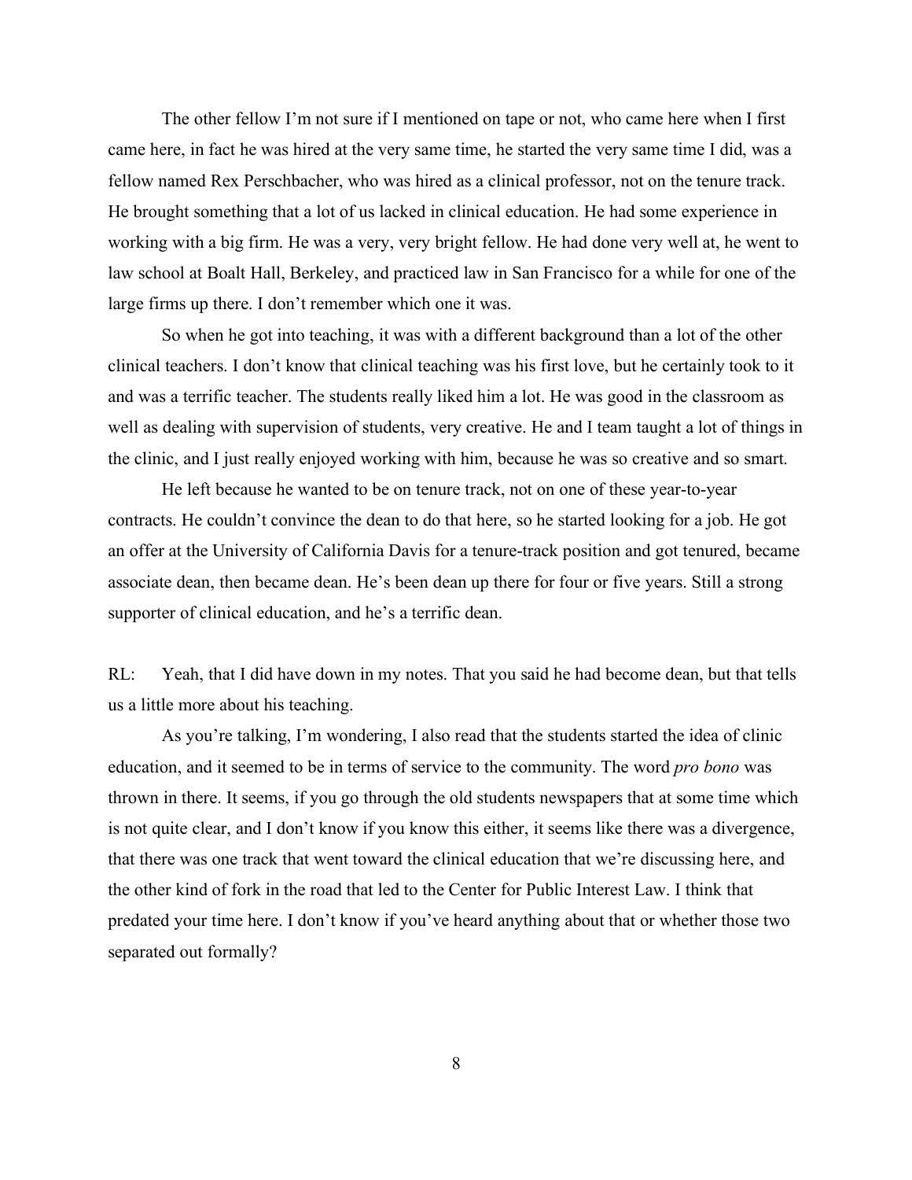The other fellow I'm not sure if I mentioned on tape or not, who came here when I first came here, in fact he was hired at the very same time, he started the very same time I did, was a fellow named Rex Perschbacher, who was hired as a clinical professor, not on the tenure track. He brought something that a lot of us lacked in clinical education. He had some experience in working with a big firm. He was a very, very bright fellow. He had done very well at, he went to law school at Boalt Hall, Berkeley, and practiced law in San Francisco for a while for one of the large firms up there. I don't remember which one it was.

So when he got into teaching, it was with a different background than a lot of the other clinical teachers. I don't know that clinical teaching was his first love, but he certainly took to it and was a terrific teacher. The students really liked him a lot. He was good in the classroom as well as dealing with supervision of students, very creative. He and I team taught a lot of things in the clinic, and I just really enjoyed working with him, because he was so creative and so smart.

He left because he wanted to be on tenure track, not on one of these year-to-year contracts. He couldn't convince the dean to do that here, so he started looking for a job. He got an offer at the University of California Davis for a tenure-track position and got tenured, became associate dean, then became dean. He's been dean up there for four or five years. Still a strong supporter of clinical education, and he's a terrific dean.

RL: Yeah, that I did have down in my notes. That you said he had become dean, but that tells us a little more about his teaching.

As you're talking, I'm wondering, I also read that the students started the idea of clinic education, and it seemed to be in terms of service to the community. The word *pro bono* was thrown in there. It seems, if you go through the old students newspapers that at some time which is not quite clear, and I don't know if you know this either, it seems like there was a divergence, that there was one track that went toward the clinical education that we're discussing here, and the other kind of fork in the road that led to the Center for Public Interest Law. I think that predated your time here. I don't know if you've heard anything about that or whether those two separated out formally?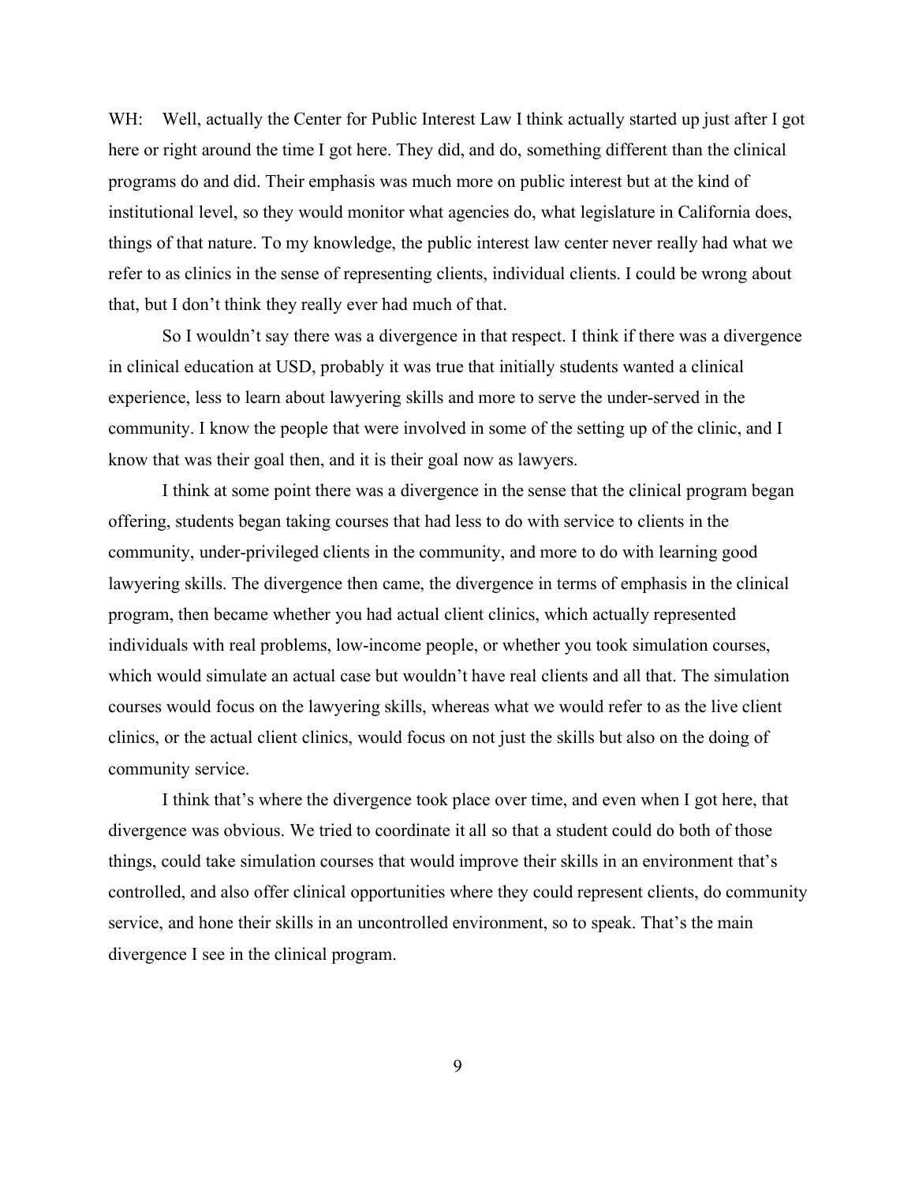WH: Well, actually the Center for Public Interest Law I think actually started up just after I got here or right around the time I got here. They did, and do, something different than the clinical programs do and did. Their emphasis was much more on public interest but at the kind of institutional level, so they would monitor what agencies do, what legislature in California does, things of that nature. To my knowledge, the public interest law center never really had what we refer to as clinics in the sense of representing clients, individual clients. I could be wrong about that, but I don't think they really ever had much of that.

So I wouldn't say there was a divergence in that respect. I think if there was a divergence in clinical education at USD, probably it was true that initially students wanted a clinical experience, less to learn about lawyering skills and more to serve the under-served in the community. I know the people that were involved in some of the setting up of the clinic, and I know that was their goal then, and it is their goal now as lawyers.

I think at some point there was a divergence in the sense that the clinical program began offering, students began taking courses that had less to do with service to clients in the community, under-privileged clients in the community, and more to do with learning good lawyering skills. The divergence then came, the divergence in terms of emphasis in the clinical program, then became whether you had actual client clinics, which actually represented individuals with real problems, low-income people, or whether you took simulation courses, which would simulate an actual case but wouldn't have real clients and all that. The simulation courses would focus on the lawyering skills, whereas what we would refer to as the live client clinics, or the actual client clinics, would focus on not just the skills but also on the doing of community service.

I think that's where the divergence took place over time, and even when I got here, that divergence was obvious. We tried to coordinate it all so that a student could do both of those things, could take simulation courses that would improve their skills in an environment that's controlled, and also offer clinical opportunities where they could represent clients, do community service, and hone their skills in an uncontrolled environment, so to speak. That's the main divergence I see in the clinical program.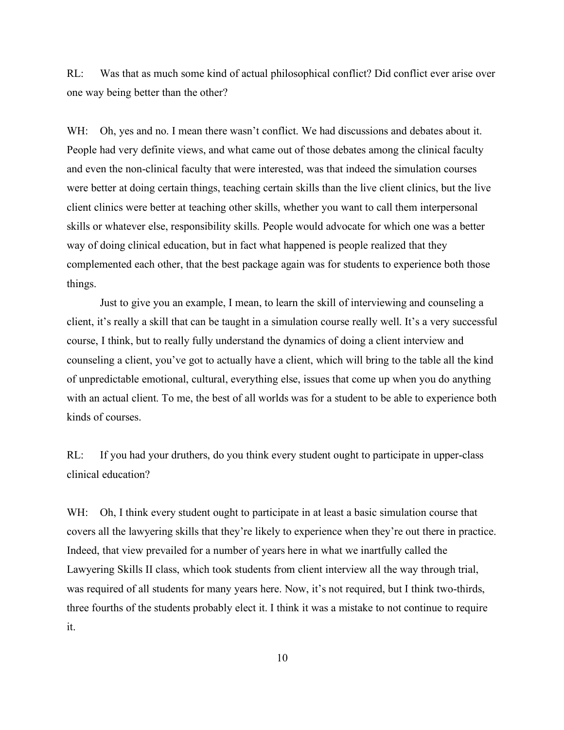RL: Was that as much some kind of actual philosophical conflict? Did conflict ever arise over one way being better than the other?

WH: Oh, yes and no. I mean there wasn't conflict. We had discussions and debates about it. People had very definite views, and what came out of those debates among the clinical faculty and even the non-clinical faculty that were interested, was that indeed the simulation courses were better at doing certain things, teaching certain skills than the live client clinics, but the live client clinics were better at teaching other skills, whether you want to call them interpersonal skills or whatever else, responsibility skills. People would advocate for which one was a better way of doing clinical education, but in fact what happened is people realized that they complemented each other, that the best package again was for students to experience both those things.

Just to give you an example, I mean, to learn the skill of interviewing and counseling a client, it's really a skill that can be taught in a simulation course really well. It's a very successful course, I think, but to really fully understand the dynamics of doing a client interview and counseling a client, you've got to actually have a client, which will bring to the table all the kind of unpredictable emotional, cultural, everything else, issues that come up when you do anything with an actual client. To me, the best of all worlds was for a student to be able to experience both kinds of courses.

RL: If you had your druthers, do you think every student ought to participate in upper-class clinical education?

WH: Oh, I think every student ought to participate in at least a basic simulation course that covers all the lawyering skills that they're likely to experience when they're out there in practice. Indeed, that view prevailed for a number of years here in what we inartfully called the Lawyering Skills II class, which took students from client interview all the way through trial, was required of all students for many years here. Now, it's not required, but I think two-thirds, three fourths of the students probably elect it. I think it was a mistake to not continue to require it.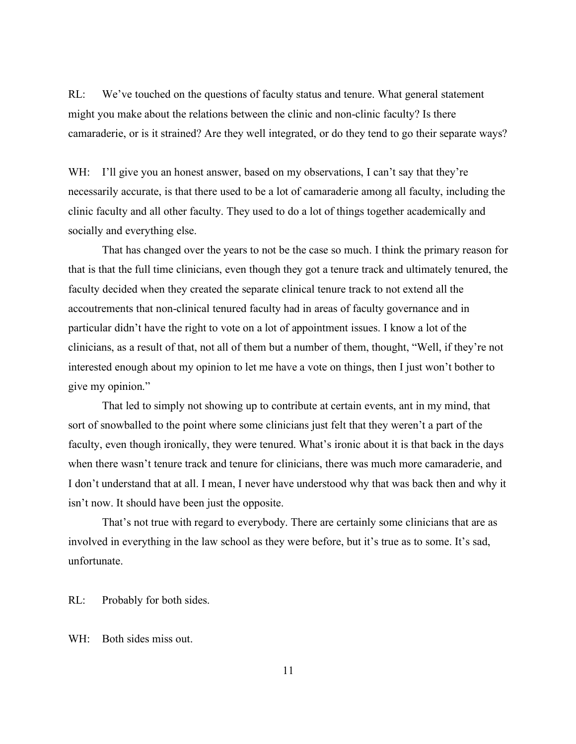RL: We've touched on the questions of faculty status and tenure. What general statement might you make about the relations between the clinic and non-clinic faculty? Is there camaraderie, or is it strained? Are they well integrated, or do they tend to go their separate ways?

WH: I'll give you an honest answer, based on my observations, I can't say that they're necessarily accurate, is that there used to be a lot of camaraderie among all faculty, including the clinic faculty and all other faculty. They used to do a lot of things together academically and socially and everything else.

That has changed over the years to not be the case so much. I think the primary reason for that is that the full time clinicians, even though they got a tenure track and ultimately tenured, the faculty decided when they created the separate clinical tenure track to not extend all the accoutrements that non-clinical tenured faculty had in areas of faculty governance and in particular didn't have the right to vote on a lot of appointment issues. I know a lot of the clinicians, as a result of that, not all of them but a number of them, thought, "Well, if they're not interested enough about my opinion to let me have a vote on things, then I just won't bother to give my opinion."

That led to simply not showing up to contribute at certain events, ant in my mind, that sort of snowballed to the point where some clinicians just felt that they weren't a part of the faculty, even though ironically, they were tenured. What's ironic about it is that back in the days when there wasn't tenure track and tenure for clinicians, there was much more camaraderie, and I don't understand that at all. I mean, I never have understood why that was back then and why it isn't now. It should have been just the opposite.

That's not true with regard to everybody. There are certainly some clinicians that are as involved in everything in the law school as they were before, but it's true as to some. It's sad, unfortunate.

RL: Probably for both sides.

WH: Both sides miss out.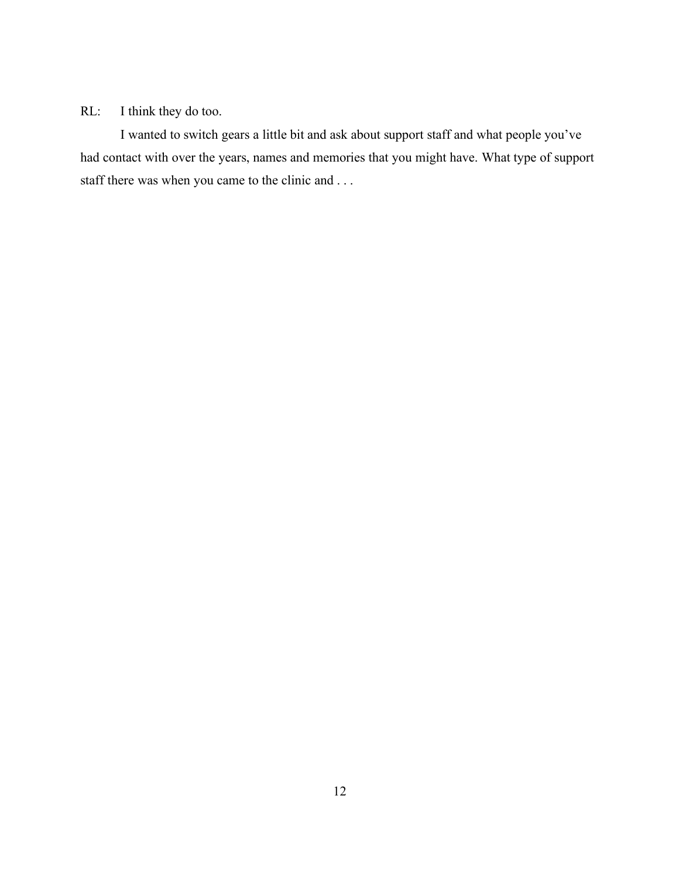RL: I think they do too.

I wanted to switch gears a little bit and ask about support staff and what people you've had contact with over the years, names and memories that you might have. What type of support staff there was when you came to the clinic and . . .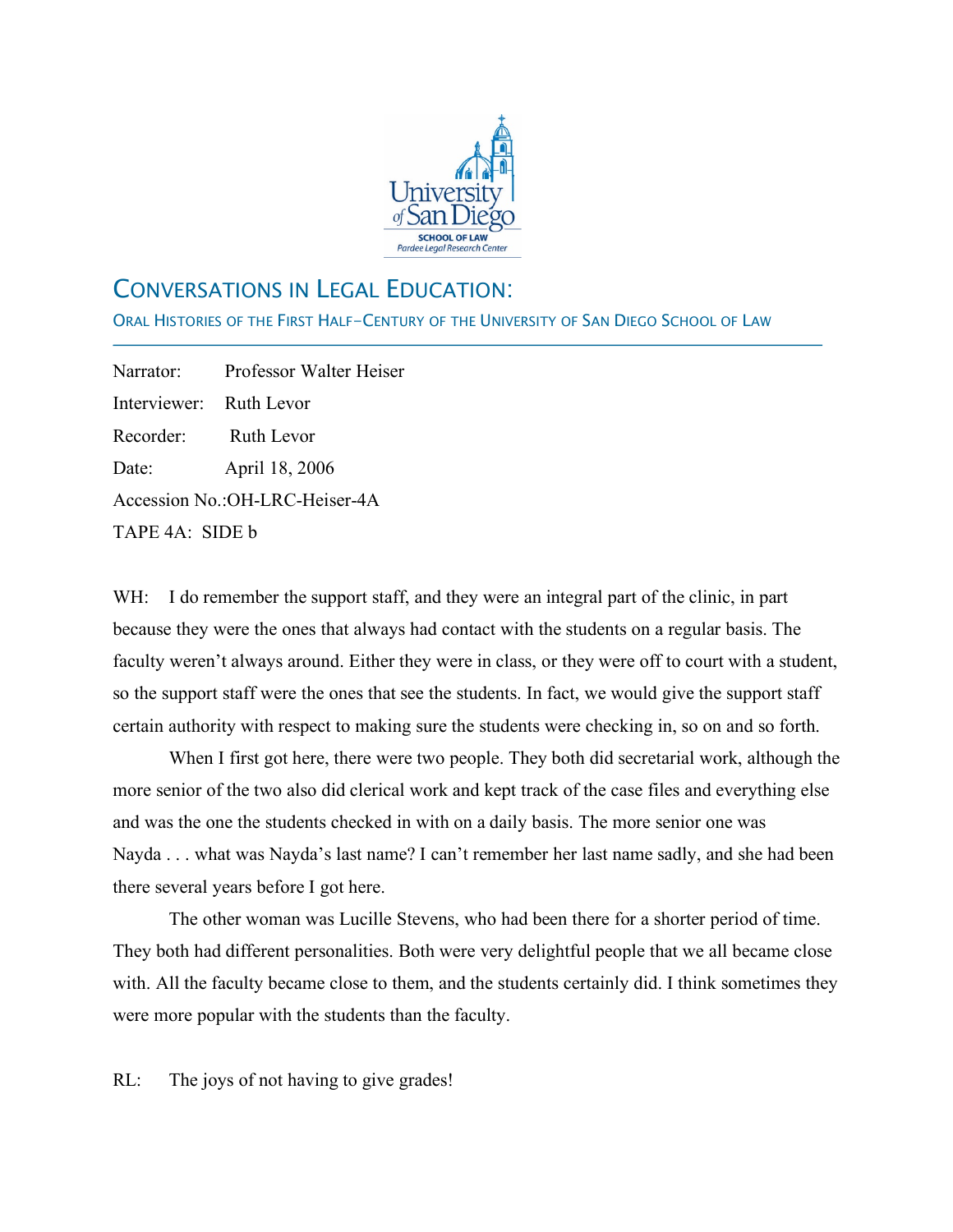# CONVERSATIONS IN LEGAL EDUCATION:

## ORAL HISTORIES OF THE FIRST HALF-CENTURY OF THE UNIVERSITY OF SAN DIEGO SCHOOL OF LAW

Narrator: Professor Walter Heiser

Interviewer: Ruth Levor

Recorder: Ruth Levor

Date: April 18, 2006

Accession No.:OH-LRC-Heiser-4A

TAPE 4A: SIDE b

WH: I do remember the support staff, and they were an integral part of the clinic, in part because they were the ones that always had contact with the students on a regular basis. The faculty weren't always around. Either they were in class, or they were off to court with a student, so the support staff were the ones that see the students. In fact, we would give the support staff certain authority with respect to making sure the students were checking in, so on and so forth.

When I first got here, there were two people. They both did secretarial work, although the more senior of the two also did clerical work and kept track of the case files and everything else and was the one the students checked in with on a daily basis. The more senior one was Nayda . . . what was Nayda's last name? I can't remember her last name sadly, and she had been there several years before I got here.

The other woman was Lucille Stevens, who had been there for a shorter period of time. They both had different personalities. Both were very delightful people that we all became close with. All the faculty became close to them, and the students certainly did. I think sometimes they were more popular with the students than the faculty.

RL: The joys of not having to give grades!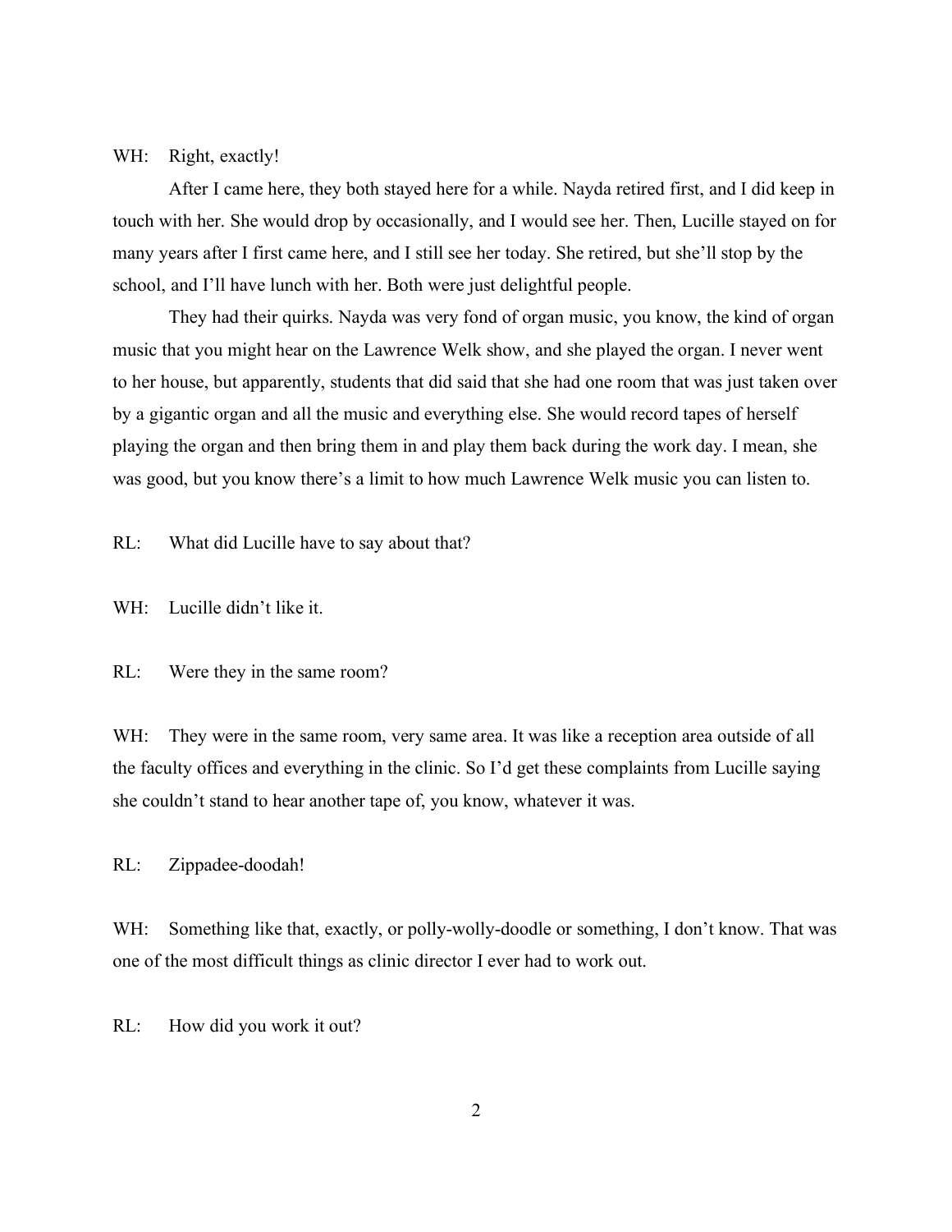WH: Right, exactly!

After I came here, they both stayed here for a while. Nayda retired first, and I did keep in touch with her. She would drop by occasionally, and I would see her. Then, Lucille stayed on for many years after I first came here, and I still see her today. She retired, but she'll stop by the school, and I'll have lunch with her. Both were just delightful people.

They had their quirks. Nayda was very fond of organ music, you know, the kind of organ music that you might hear on the Lawrence Welk show, and she played the organ. I never went to her house, but apparently, students that did said that she had one room that was just taken over by a gigantic organ and all the music and everything else. She would record tapes of herself playing the organ and then bring them in and play them back during the work day. I mean, she was good, but you know there's a limit to how much Lawrence Welk music you can listen to.

RL: What did Lucille have to say about that?

WH: Lucille didn't like it.

RL: Were they in the same room?

WH: They were in the same room, very same area. It was like a reception area outside of all the faculty offices and everything in the clinic. So I'd get these complaints from Lucille saying she couldn't stand to hear another tape of, you know, whatever it was.

RL: Zippadee-doodah!

WH: Something like that, exactly, or polly-wolly-doodle or something, I don't know. That was one of the most difficult things as clinic director I ever had to work out.

RL: How did you work it out?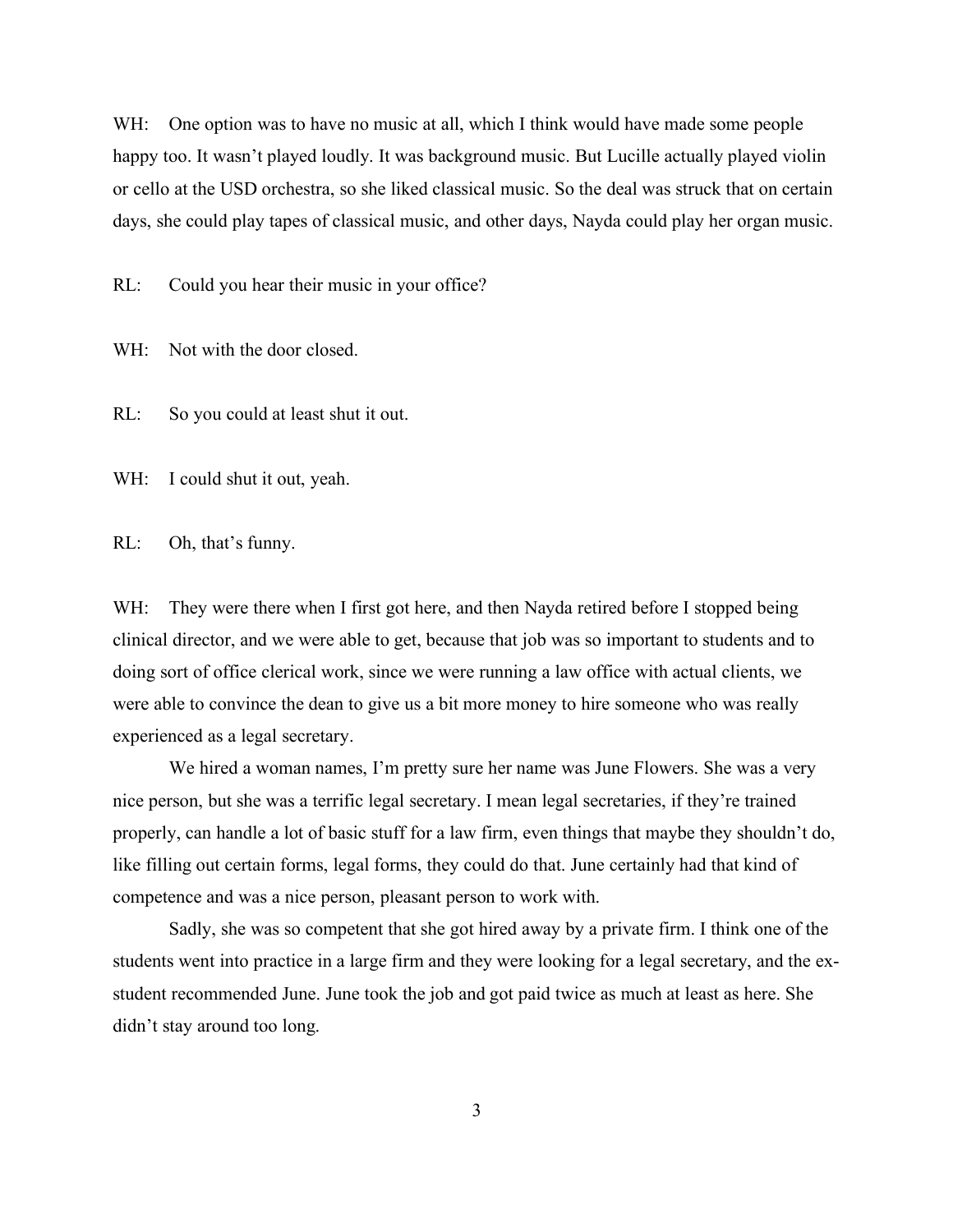WH: One option was to have no music at all, which I think would have made some people happy too. It wasn't played loudly. It was background music. But Lucille actually played violin or cello at the USD orchestra, so she liked classical music. So the deal was struck that on certain days, she could play tapes of classical music, and other days, Nayda could play her organ music.

RL: Could you hear their music in your office?

WH: Not with the door closed.

RL: So you could at least shut it out.

WH: I could shut it out, yeah.

RL: Oh, that's funny.

WH: They were there when I first got here, and then Nayda retired before I stopped being clinical director, and we were able to get, because that job was so important to students and to doing sort of office clerical work, since we were running a law office with actual clients, we were able to convince the dean to give us a bit more money to hire someone who was really experienced as a legal secretary.

We hired a woman names, I'm pretty sure her name was June Flowers. She was a very nice person, but she was a terrific legal secretary. I mean legal secretaries, if they're trained properly, can handle a lot of basic stuff for a law firm, even things that maybe they shouldn't do, like filling out certain forms, legal forms, they could do that. June certainly had that kind of competence and was a nice person, pleasant person to work with.

Sadly, she was so competent that she got hired away by a private firm. I think one of the students went into practice in a large firm and they were looking for a legal secretary, and the ex-student recommended June. June took the job and got paid twice as much at least as here. She didn't stay around too long.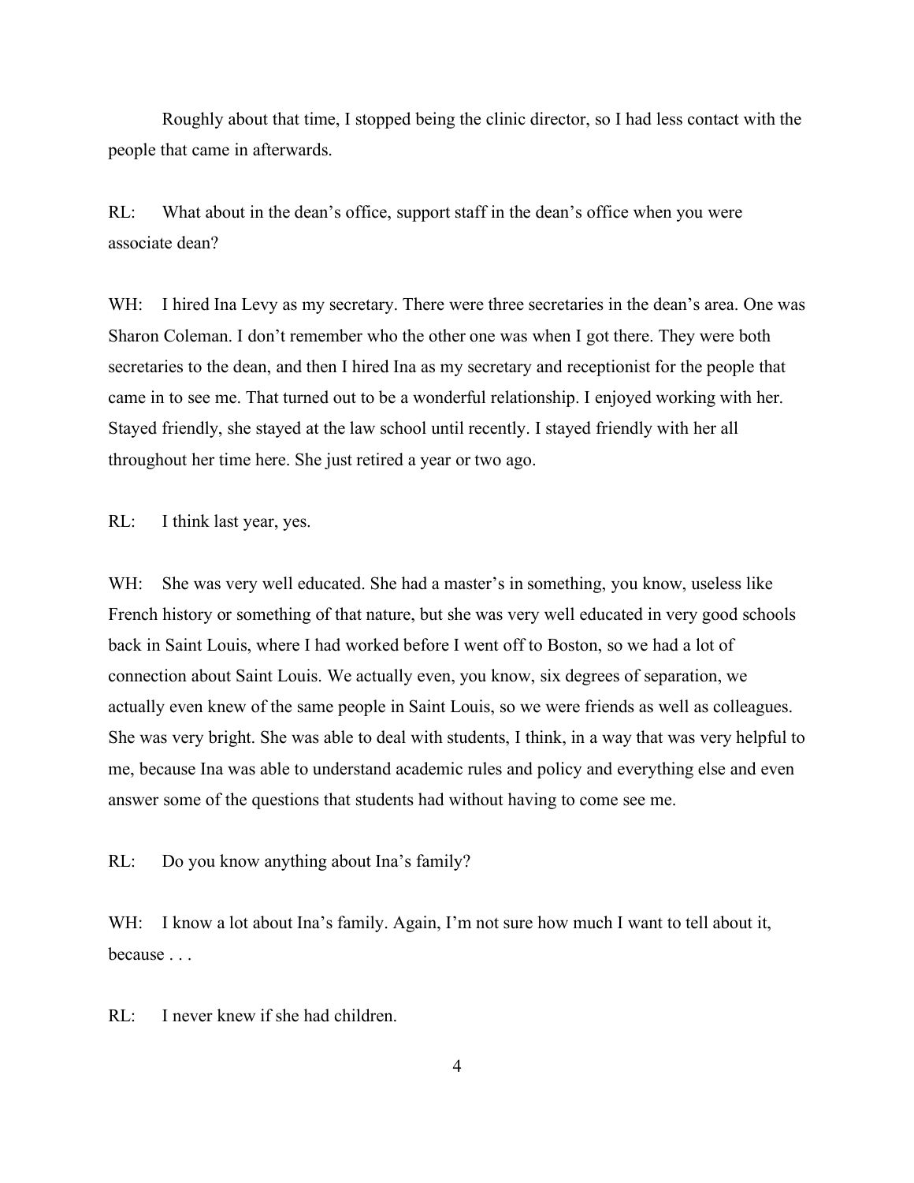Roughly about that time, I stopped being the clinic director, so I had less contact with the people that came in afterwards.

RL: What about in the dean's office, support staff in the dean's office when you were associate dean?

WH: I hired Ina Levy as my secretary. There were three secretaries in the dean's area. One was Sharon Coleman. I don't remember who the other one was when I got there. They were both secretaries to the dean, and then I hired Ina as my secretary and receptionist for the people that came in to see me. That turned out to be a wonderful relationship. I enjoyed working with her. Stayed friendly, she stayed at the law school until recently. I stayed friendly with her all throughout her time here. She just retired a year or two ago.

RL: I think last year, yes.

WH: She was very well educated. She had a master's in something, you know, useless like French history or something of that nature, but she was very well educated in very good schools back in Saint Louis, where I had worked before I went off to Boston, so we had a lot of connection about Saint Louis. We actually even, you know, six degrees of separation, we actually even knew of the same people in Saint Louis, so we were friends as well as colleagues. She was very bright. She was able to deal with students, I think, in a way that was very helpful to me, because Ina was able to understand academic rules and policy and everything else and even answer some of the questions that students had without having to come see me.

RL: Do you know anything about Ina's family?

WH: I know a lot about Ina's family. Again, I'm not sure how much I want to tell about it, because . . .

RL: I never knew if she had children.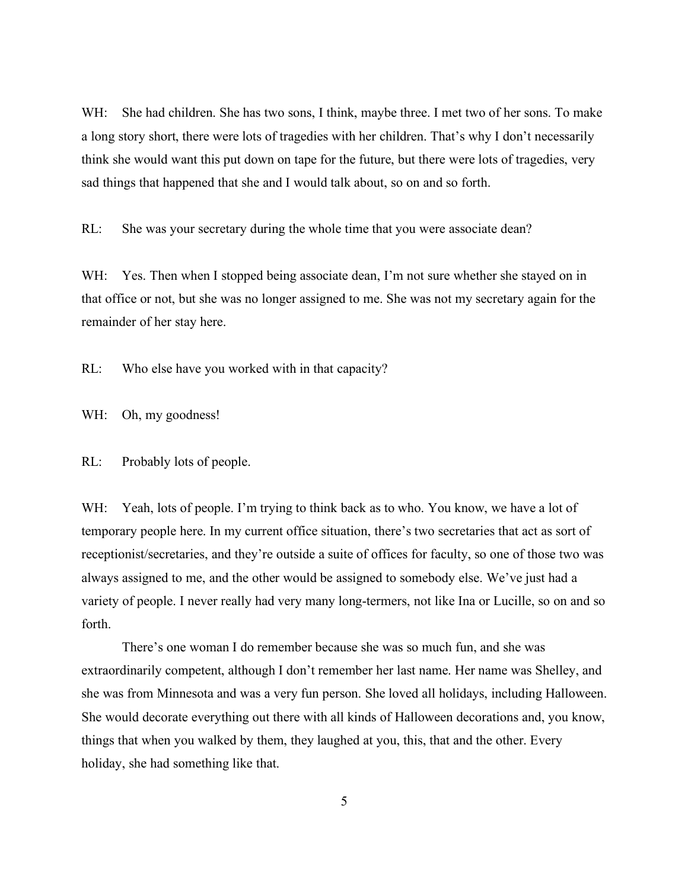WH: She had children. She has two sons, I think, maybe three. I met two of her sons. To make a long story short, there were lots of tragedies with her children. That's why I don't necessarily think she would want this put down on tape for the future, but there were lots of tragedies, very sad things that happened that she and I would talk about, so on and so forth.

RL: She was your secretary during the whole time that you were associate dean?

WH: Yes. Then when I stopped being associate dean, I'm not sure whether she stayed on in that office or not, but she was no longer assigned to me. She was not my secretary again for the remainder of her stay here.

RL: Who else have you worked with in that capacity?

WH: Oh, my goodness!

RL: Probably lots of people.

WH: Yeah, lots of people. I'm trying to think back as to who. You know, we have a lot of temporary people here. In my current office situation, there's two secretaries that act as sort of receptionist/secretaries, and they're outside a suite of offices for faculty, so one of those two was always assigned to me, and the other would be assigned to somebody else. We've just had a variety of people. I never really had very many long-termers, not like Ina or Lucille, so on and so forth.

There's one woman I do remember because she was so much fun, and she was extraordinarily competent, although I don't remember her last name. Her name was Shelley, and she was from Minnesota and was a very fun person. She loved all holidays, including Halloween. She would decorate everything out there with all kinds of Halloween decorations and, you know, things that when you walked by them, they laughed at you, this, that and the other. Every holiday, she had something like that.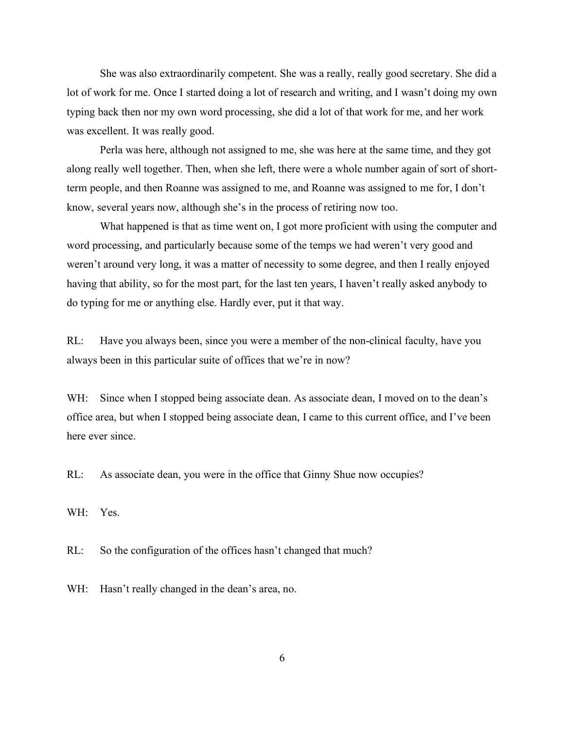She was also extraordinarily competent. She was a really, really good secretary. She did a lot of work for me. Once I started doing a lot of research and writing, and I wasn't doing my own typing back then nor my own word processing, she did a lot of that work for me, and her work was excellent. It was really good.

Perla was here, although not assigned to me, she was here at the same time, and they got along really well together. Then, when she left, there were a whole number again of sort of short-term people, and then Roanne was assigned to me, and Roanne was assigned to me for, I don't know, several years now, although she's in the process of retiring now too.

What happened is that as time went on, I got more proficient with using the computer and word processing, and particularly because some of the temps we had weren't very good and weren't around very long, it was a matter of necessity to some degree, and then I really enjoyed having that ability, so for the most part, for the last ten years, I haven't really asked anybody to do typing for me or anything else. Hardly ever, put it that way.

RL: Have you always been, since you were a member of the non-clinical faculty, have you always been in this particular suite of offices that we're in now?

WH: Since when I stopped being associate dean. As associate dean, I moved on to the dean's office area, but when I stopped being associate dean, I came to this current office, and I've been here ever since.

RL: As associate dean, you were in the office that Ginny Shue now occupies?

WH: Yes.

RL: So the configuration of the offices hasn't changed that much?

WH: Hasn't really changed in the dean's area, no.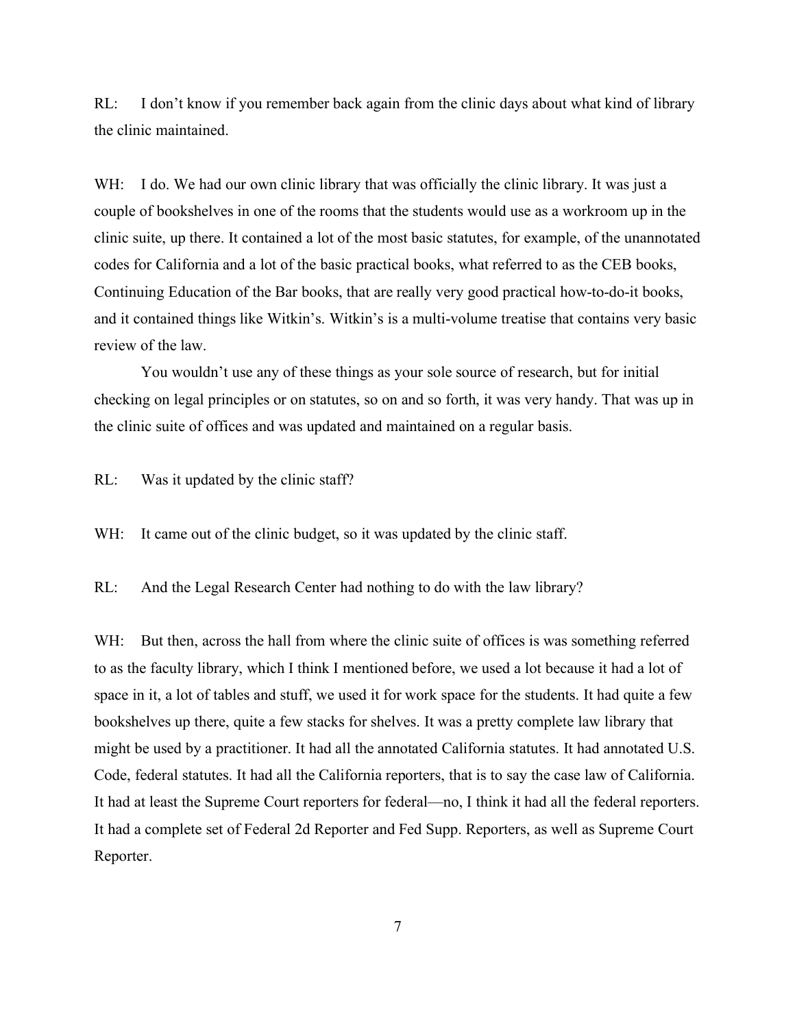RL: I don’t know if you remember back again from the clinic days about what kind of library the clinic maintained.

WH: I do. We had our own clinic library that was officially the clinic library. It was just a couple of bookshelves in one of the rooms that the students would use as a workroom up in the clinic suite, up there. It contained a lot of the most basic statutes, for example, of the unannotated codes for California and a lot of the basic practical books, what referred to as the CEB books, Continuing Education of the Bar books, that are really very good practical how-to-do-it books, and it contained things like Witkin’s. Witkin’s is a multi-volume treatise that contains very basic review of the law.

You wouldn’t use any of these things as your sole source of research, but for initial checking on legal principles or on statutes, so on and so forth, it was very handy. That was up in the clinic suite of offices and was updated and maintained on a regular basis.

RL: Was it updated by the clinic staff?

WH: It came out of the clinic budget, so it was updated by the clinic staff.

RL: And the Legal Research Center had nothing to do with the law library?

WH: But then, across the hall from where the clinic suite of offices is was something referred to as the faculty library, which I think I mentioned before, we used a lot because it had a lot of space in it, a lot of tables and stuff, we used it for work space for the students. It had quite a few bookshelves up there, quite a few stacks for shelves. It was a pretty complete law library that might be used by a practitioner. It had all the annotated California statutes. It had annotated U.S. Code, federal statutes. It had all the California reporters, that is to say the case law of California. It had at least the Supreme Court reporters for federal—no, I think it had all the federal reporters. It had a complete set of Federal 2d Reporter and Fed Supp. Reporters, as well as Supreme Court Reporter.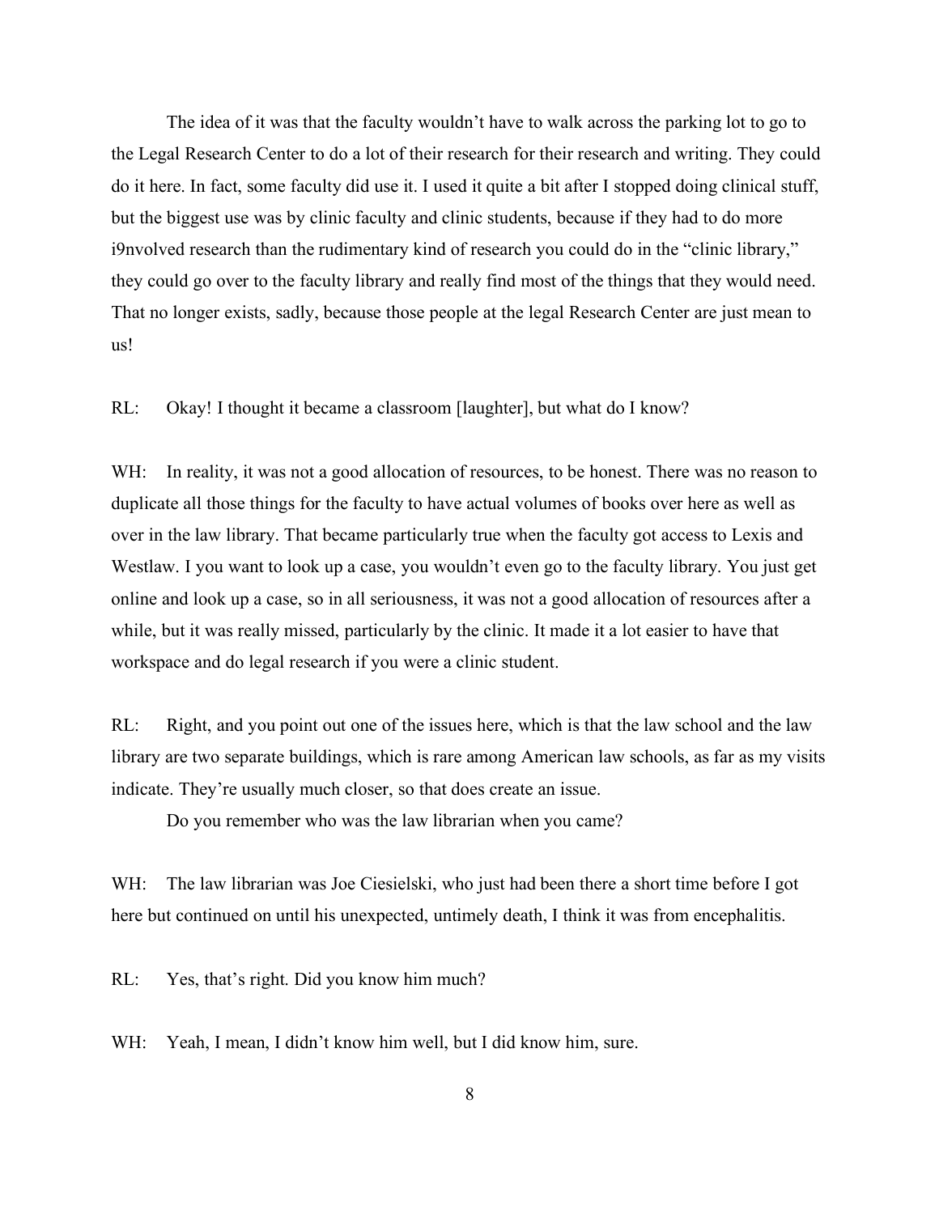The idea of it was that the faculty wouldn't have to walk across the parking lot to go to the Legal Research Center to do a lot of their research for their research and writing. They could do it here. In fact, some faculty did use it. I used it quite a bit after I stopped doing clinical stuff, but the biggest use was by clinic faculty and clinic students, because if they had to do more i9nvolved research than the rudimentary kind of research you could do in the "clinic library," they could go over to the faculty library and really find most of the things that they would need. That no longer exists, sadly, because those people at the legal Research Center are just mean to us!

RL: Okay! I thought it became a classroom [laughter], but what do I know?

WH: In reality, it was not a good allocation of resources, to be honest. There was no reason to duplicate all those things for the faculty to have actual volumes of books over here as well as over in the law library. That became particularly true when the faculty got access to Lexis and Westlaw. I you want to look up a case, you wouldn't even go to the faculty library. You just get online and look up a case, so in all seriousness, it was not a good allocation of resources after a while, but it was really missed, particularly by the clinic. It made it a lot easier to have that workspace and do legal research if you were a clinic student.

RL: Right, and you point out one of the issues here, which is that the law school and the law library are two separate buildings, which is rare among American law schools, as far as my visits indicate. They're usually much closer, so that does create an issue.

Do you remember who was the law librarian when you came?

WH: The law librarian was Joe Ciesielski, who just had been there a short time before I got here but continued on until his unexpected, untimely death, I think it was from encephalitis.

RL: Yes, that's right. Did you know him much?

WH: Yeah, I mean, I didn't know him well, but I did know him, sure.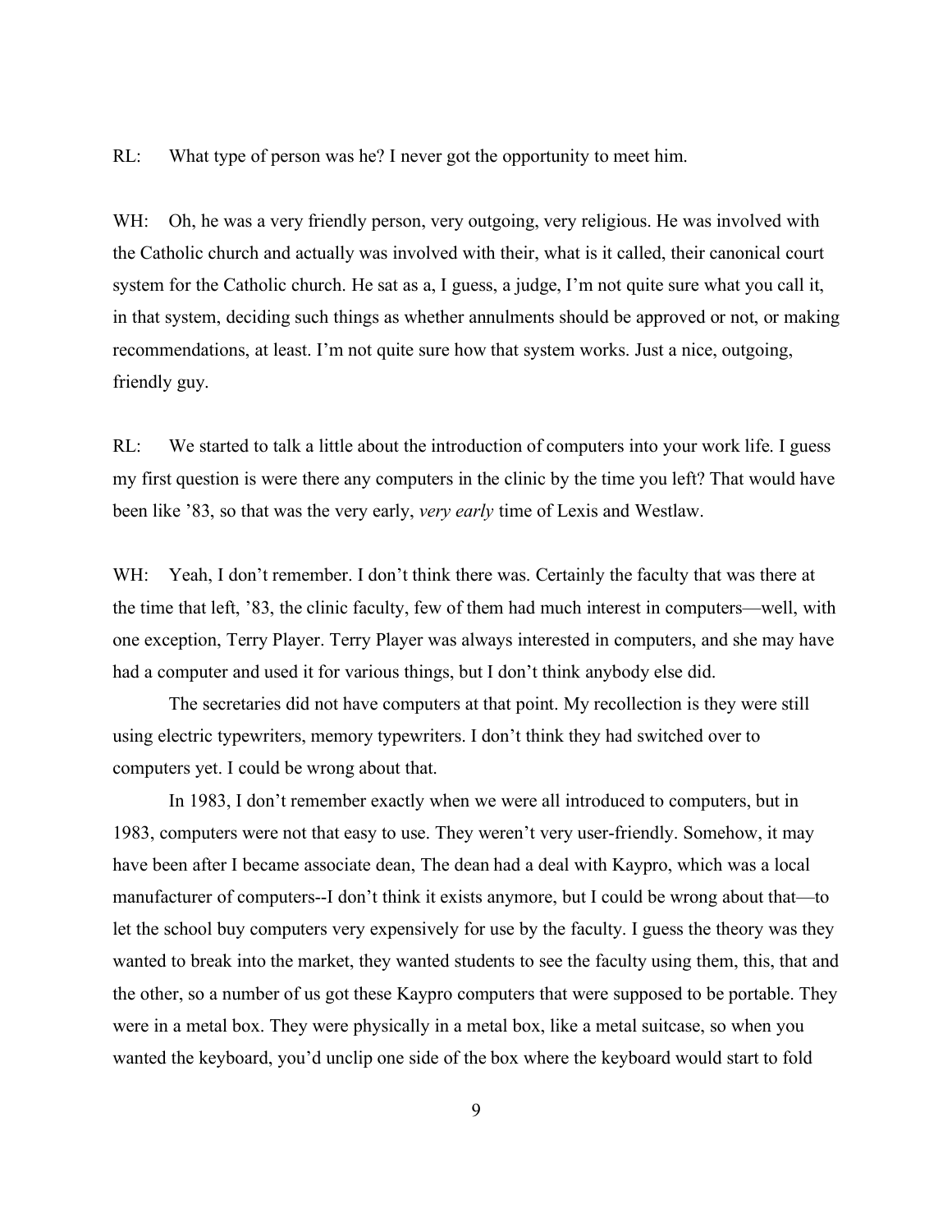RL: What type of person was he? I never got the opportunity to meet him.

WH: Oh, he was a very friendly person, very outgoing, very religious. He was involved with the Catholic church and actually was involved with their, what is it called, their canonical court system for the Catholic church. He sat as a, I guess, a judge, I'm not quite sure what you call it, in that system, deciding such things as whether annulments should be approved or not, or making recommendations, at least. I'm not quite sure how that system works. Just a nice, outgoing, friendly guy.

RL: We started to talk a little about the introduction of computers into your work life. I guess my first question is were there any computers in the clinic by the time you left? That would have been like '83, so that was the very early, *very early* time of Lexis and Westlaw.

WH: Yeah, I don't remember. I don't think there was. Certainly the faculty that was there at the time that left, '83, the clinic faculty, few of them had much interest in computers—well, with one exception, Terry Player. Terry Player was always interested in computers, and she may have had a computer and used it for various things, but I don't think anybody else did.

The secretaries did not have computers at that point. My recollection is they were still using electric typewriters, memory typewriters. I don't think they had switched over to computers yet. I could be wrong about that.

In 1983, I don't remember exactly when we were all introduced to computers, but in 1983, computers were not that easy to use. They weren't very user-friendly. Somehow, it may have been after I became associate dean, The dean had a deal with Kaypro, which was a local manufacturer of computers--I don't think it exists anymore, but I could be wrong about that—to let the school buy computers very expensively for use by the faculty. I guess the theory was they wanted to break into the market, they wanted students to see the faculty using them, this, that and the other, so a number of us got these Kaypro computers that were supposed to be portable. They were in a metal box. They were physically in a metal box, like a metal suitcase, so when you wanted the keyboard, you'd unclip one side of the box where the keyboard would start to fold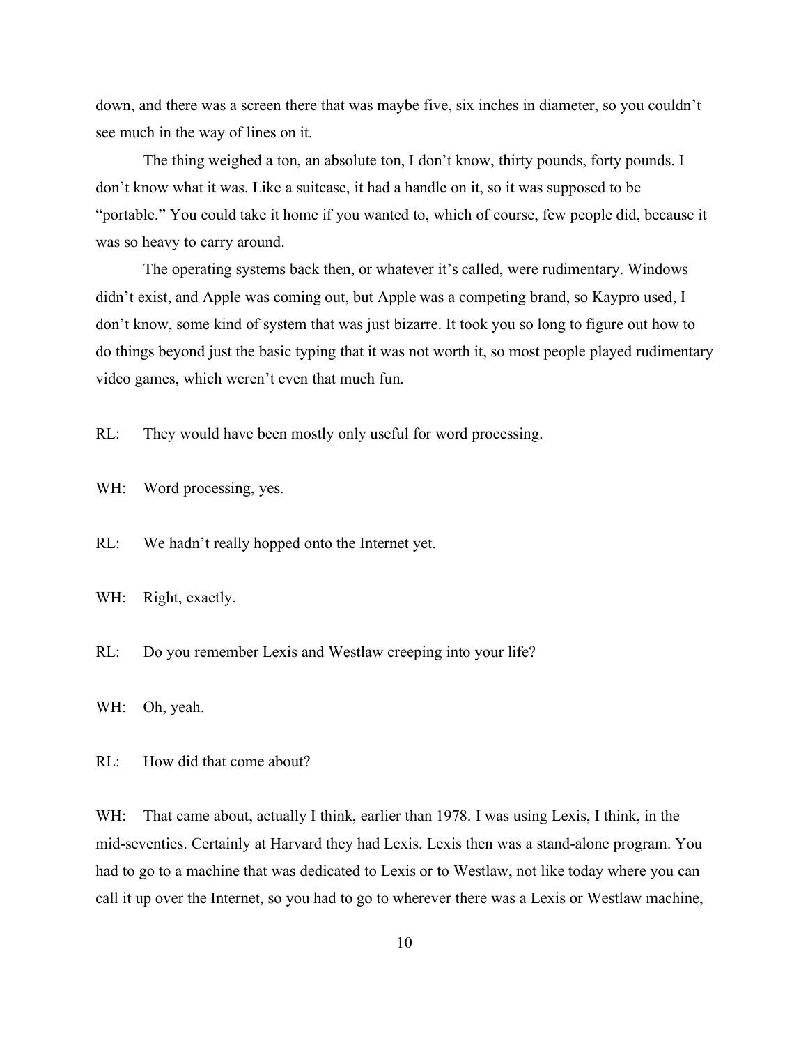down, and there was a screen there that was maybe five, six inches in diameter, so you couldn't see much in the way of lines on it.

The thing weighed a ton, an absolute ton, I don't know, thirty pounds, forty pounds. I don't know what it was. Like a suitcase, it had a handle on it, so it was supposed to be "portable." You could take it home if you wanted to, which of course, few people did, because it was so heavy to carry around.

The operating systems back then, or whatever it's called, were rudimentary. Windows didn't exist, and Apple was coming out, but Apple was a competing brand, so Kaypro used, I don't know, some kind of system that was just bizarre. It took you so long to figure out how to do things beyond just the basic typing that it was not worth it, so most people played rudimentary video games, which weren't even that much fun.

RL: They would have been mostly only useful for word processing.

WH: Word processing, yes.

RL: We hadn't really hopped onto the Internet yet.

WH: Right, exactly.

RL: Do you remember Lexis and Westlaw creeping into your life?

WH: Oh, yeah.

RL: How did that come about?

WH: That came about, actually I think, earlier than 1978. I was using Lexis, I think, in the mid-seventies. Certainly at Harvard they had Lexis. Lexis then was a stand-alone program. You had to go to a machine that was dedicated to Lexis or to Westlaw, not like today where you can call it up over the Internet, so you had to go to wherever there was a Lexis or Westlaw machine,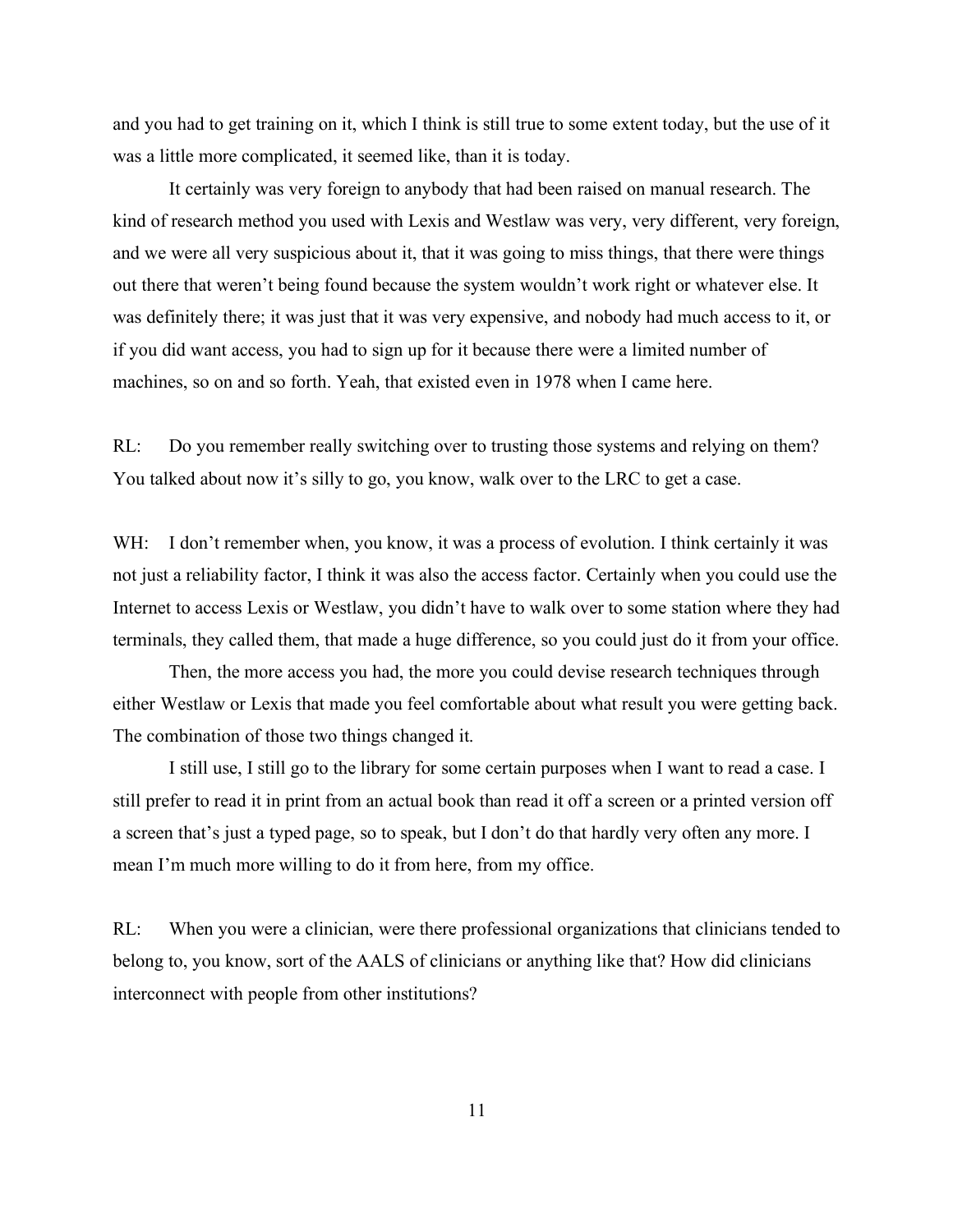and you had to get training on it, which I think is still true to some extent today, but the use of it was a little more complicated, it seemed like, than it is today.

It certainly was very foreign to anybody that had been raised on manual research. The kind of research method you used with Lexis and Westlaw was very, very different, very foreign, and we were all very suspicious about it, that it was going to miss things, that there were things out there that weren't being found because the system wouldn't work right or whatever else. It was definitely there; it was just that it was very expensive, and nobody had much access to it, or if you did want access, you had to sign up for it because there were a limited number of machines, so on and so forth. Yeah, that existed even in 1978 when I came here.

RL: Do you remember really switching over to trusting those systems and relying on them? You talked about now it's silly to go, you know, walk over to the LRC to get a case.

WH: I don't remember when, you know, it was a process of evolution. I think certainly it was not just a reliability factor, I think it was also the access factor. Certainly when you could use the Internet to access Lexis or Westlaw, you didn't have to walk over to some station where they had terminals, they called them, that made a huge difference, so you could just do it from your office.

Then, the more access you had, the more you could devise research techniques through either Westlaw or Lexis that made you feel comfortable about what result you were getting back. The combination of those two things changed it.

I still use, I still go to the library for some certain purposes when I want to read a case. I still prefer to read it in print from an actual book than read it off a screen or a printed version off a screen that's just a typed page, so to speak, but I don't do that hardly very often any more. I mean I'm much more willing to do it from here, from my office.

RL: When you were a clinician, were there professional organizations that clinicians tended to belong to, you know, sort of the AALS of clinicians or anything like that? How did clinicians interconnect with people from other institutions?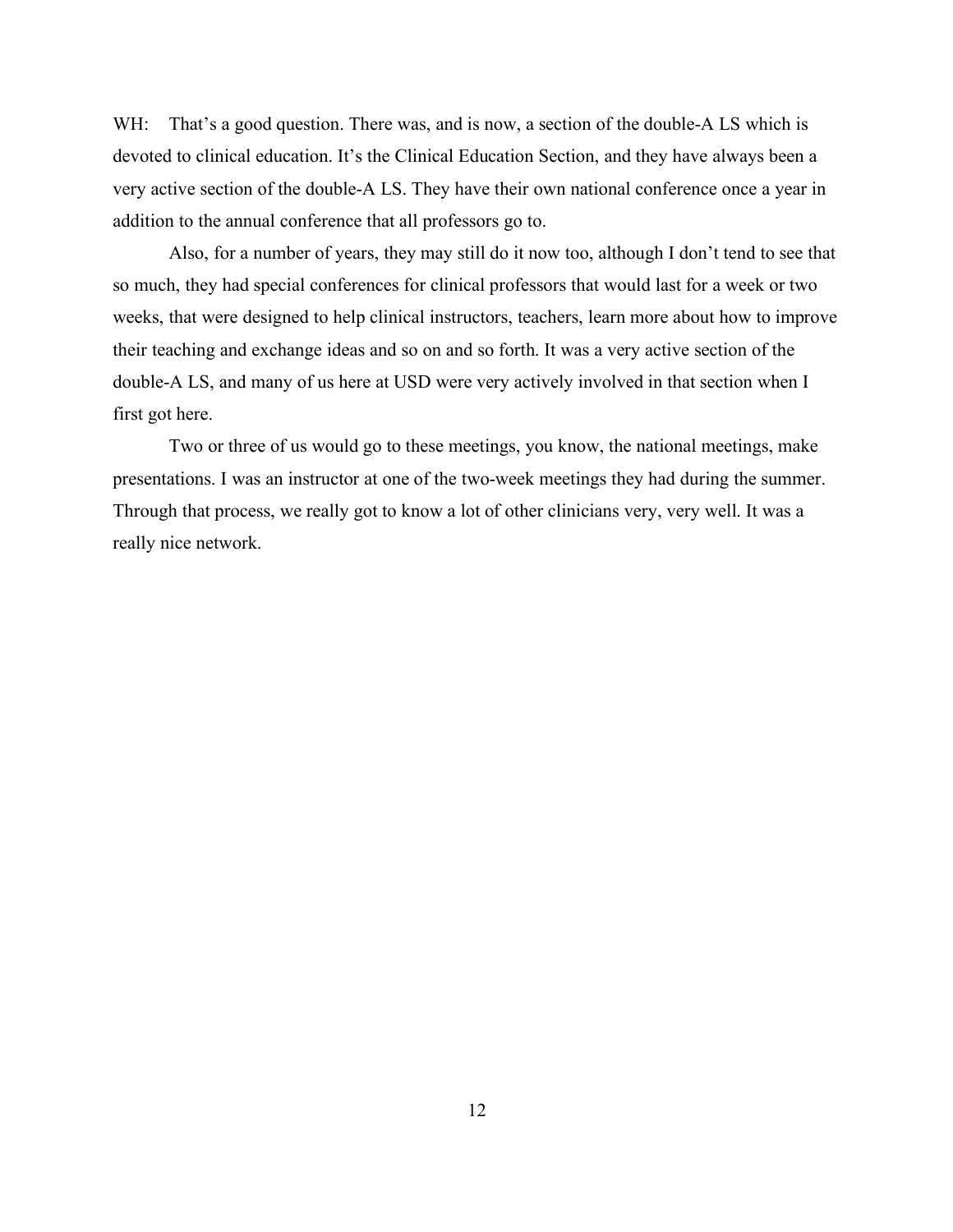WH: That's a good question. There was, and is now, a section of the double-A LS which is devoted to clinical education. It's the Clinical Education Section, and they have always been a very active section of the double-A LS. They have their own national conference once a year in addition to the annual conference that all professors go to.

Also, for a number of years, they may still do it now too, although I don't tend to see that so much, they had special conferences for clinical professors that would last for a week or two weeks, that were designed to help clinical instructors, teachers, learn more about how to improve their teaching and exchange ideas and so on and so forth. It was a very active section of the double-A LS, and many of us here at USD were very actively involved in that section when I first got here.

Two or three of us would go to these meetings, you know, the national meetings, make presentations. I was an instructor at one of the two-week meetings they had during the summer. Through that process, we really got to know a lot of other clinicians very, very well. It was a really nice network.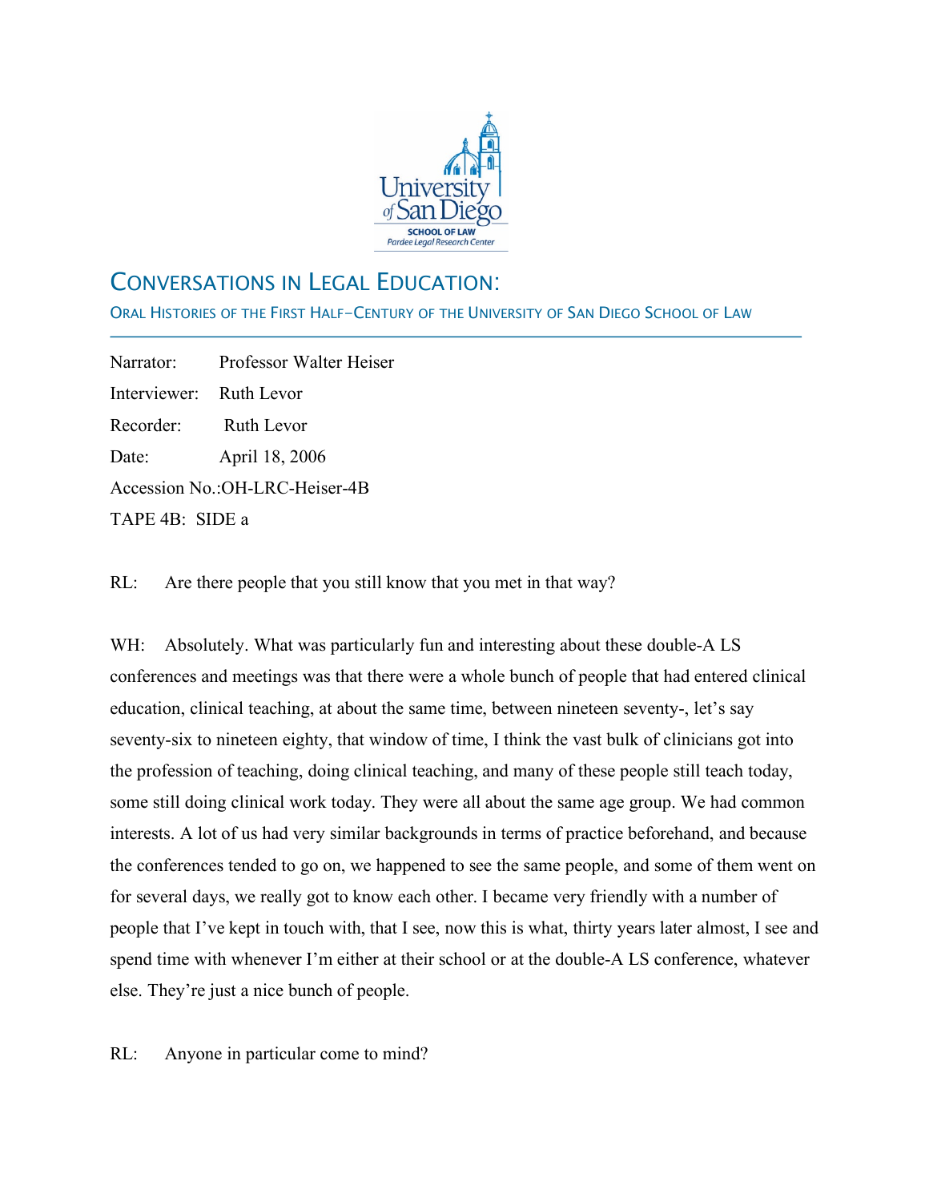# CONVERSATIONS IN LEGAL EDUCATION:

## ORAL HISTORIES OF THE FIRST HALF-CENTURY OF THE UNIVERSITY OF SAN DIEGO SCHOOL OF LAW

Narrator: Professor Walter Heiser

Interviewer: Ruth Levor

Recorder: Ruth Levor

Date: April 18, 2006

Accession No.:OH-LRC-Heiser-4B

TAPE 4B: SIDE a

RL: Are there people that you still know that you met in that way?

WH: Absolutely. What was particularly fun and interesting about these double-A LS conferences and meetings was that there were a whole bunch of people that had entered clinical education, clinical teaching, at about the same time, between nineteen seventy-, let's say seventy-six to nineteen eighty, that window of time, I think the vast bulk of clinicians got into the profession of teaching, doing clinical teaching, and many of these people still teach today, some still doing clinical work today. They were all about the same age group. We had common interests. A lot of us had very similar backgrounds in terms of practice beforehand, and because the conferences tended to go on, we happened to see the same people, and some of them went on for several days, we really got to know each other. I became very friendly with a number of people that I've kept in touch with, that I see, now this is what, thirty years later almost, I see and spend time with whenever I'm either at their school or at the double-A LS conference, whatever else. They're just a nice bunch of people.

RL: Anyone in particular come to mind?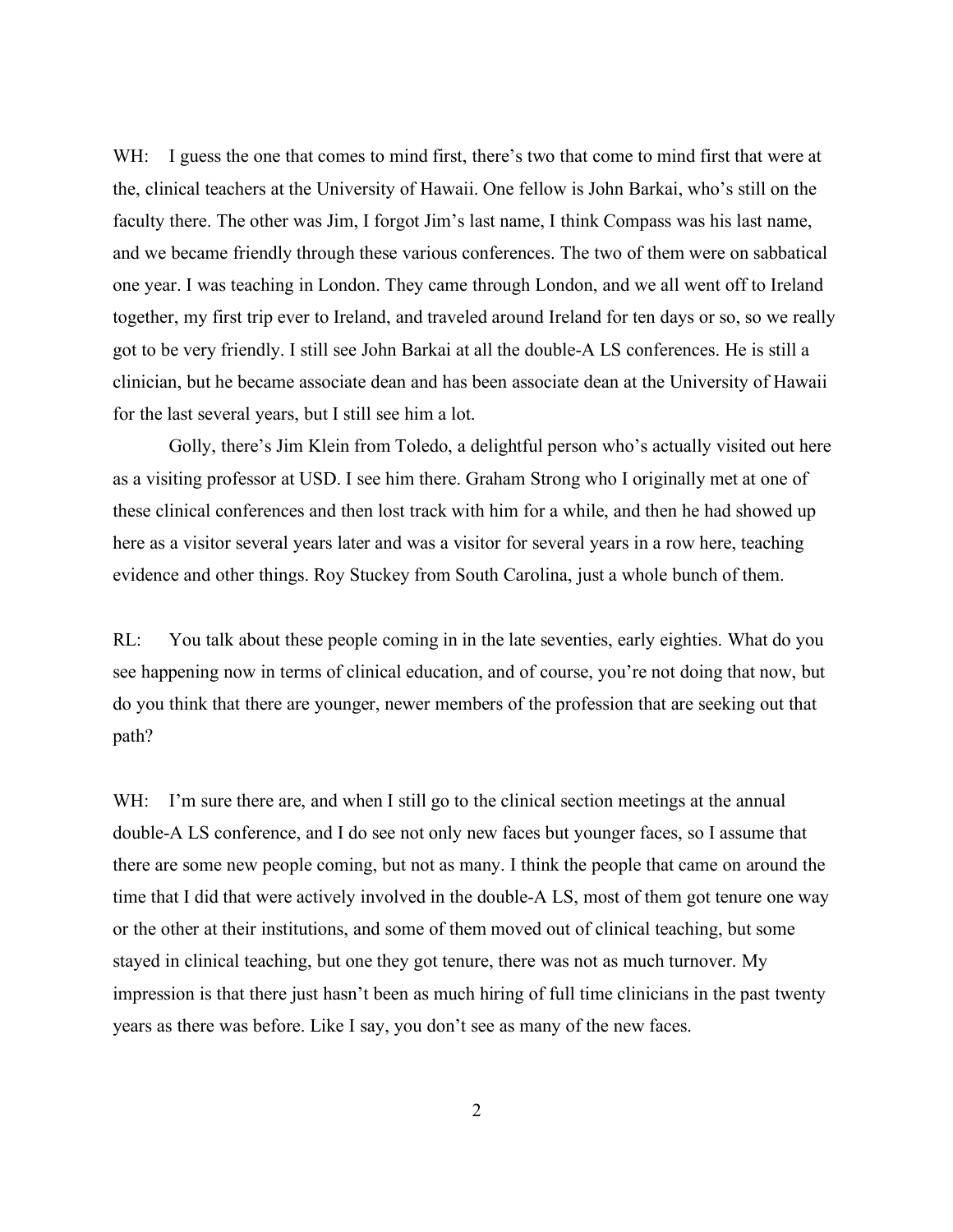WH: I guess the one that comes to mind first, there's two that come to mind first that were at the, clinical teachers at the University of Hawaii. One fellow is John Barkai, who's still on the faculty there. The other was Jim, I forgot Jim's last name, I think Compass was his last name, and we became friendly through these various conferences. The two of them were on sabbatical one year. I was teaching in London. They came through London, and we all went off to Ireland together, my first trip ever to Ireland, and traveled around Ireland for ten days or so, so we really got to be very friendly. I still see John Barkai at all the double-A LS conferences. He is still a clinician, but he became associate dean and has been associate dean at the University of Hawaii for the last several years, but I still see him a lot.

Golly, there's Jim Klein from Toledo, a delightful person who's actually visited out here as a visiting professor at USD. I see him there. Graham Strong who I originally met at one of these clinical conferences and then lost track with him for a while, and then he had showed up here as a visitor several years later and was a visitor for several years in a row here, teaching evidence and other things. Roy Stuckey from South Carolina, just a whole bunch of them.

RL: You talk about these people coming in in the late seventies, early eighties. What do you see happening now in terms of clinical education, and of course, you're not doing that now, but do you think that there are younger, newer members of the profession that are seeking out that path?

WH: I'm sure there are, and when I still go to the clinical section meetings at the annual double-A LS conference, and I do see not only new faces but younger faces, so I assume that there are some new people coming, but not as many. I think the people that came on around the time that I did that were actively involved in the double-A LS, most of them got tenure one way or the other at their institutions, and some of them moved out of clinical teaching, but some stayed in clinical teaching, but one they got tenure, there was not as much turnover. My impression is that there just hasn't been as much hiring of full time clinicians in the past twenty years as there was before. Like I say, you don't see as many of the new faces.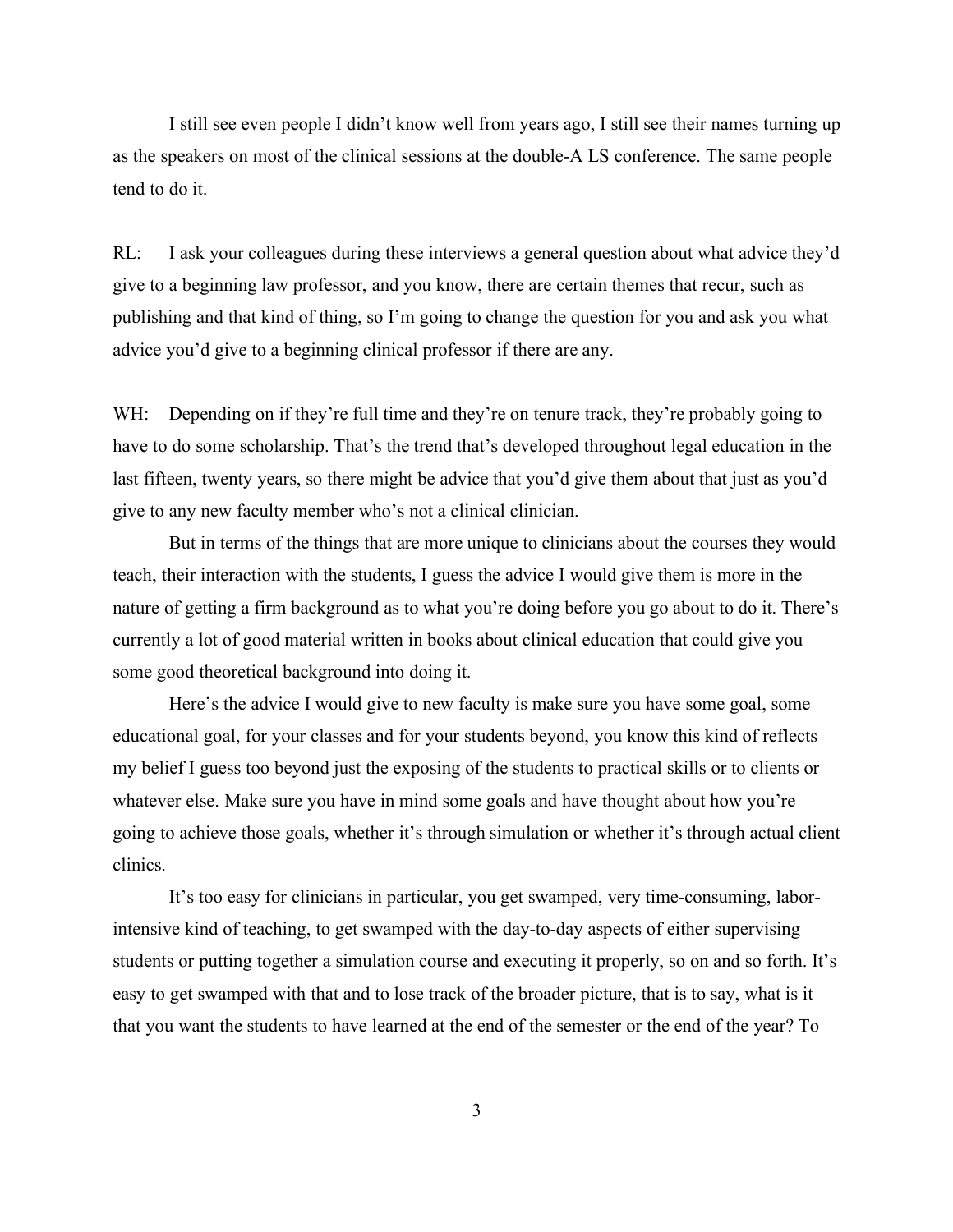I still see even people I didn't know well from years ago, I still see their names turning up as the speakers on most of the clinical sessions at the double-A LS conference. The same people tend to do it.

RL: I ask your colleagues during these interviews a general question about what advice they'd give to a beginning law professor, and you know, there are certain themes that recur, such as publishing and that kind of thing, so I'm going to change the question for you and ask you what advice you'd give to a beginning clinical professor if there are any.

WH: Depending on if they're full time and they're on tenure track, they're probably going to have to do some scholarship. That's the trend that's developed throughout legal education in the last fifteen, twenty years, so there might be advice that you'd give them about that just as you'd give to any new faculty member who's not a clinical clinician.

But in terms of the things that are more unique to clinicians about the courses they would teach, their interaction with the students, I guess the advice I would give them is more in the nature of getting a firm background as to what you're doing before you go about to do it. There's currently a lot of good material written in books about clinical education that could give you some good theoretical background into doing it.

Here's the advice I would give to new faculty is make sure you have some goal, some educational goal, for your classes and for your students beyond, you know this kind of reflects my belief I guess too beyond just the exposing of the students to practical skills or to clients or whatever else. Make sure you have in mind some goals and have thought about how you're going to achieve those goals, whether it's through simulation or whether it's through actual client clinics.

It's too easy for clinicians in particular, you get swamped, very time-consuming, labor-intensive kind of teaching, to get swamped with the day-to-day aspects of either supervising students or putting together a simulation course and executing it properly, so on and so forth. It's easy to get swamped with that and to lose track of the broader picture, that is to say, what is it that you want the students to have learned at the end of the semester or the end of the year? To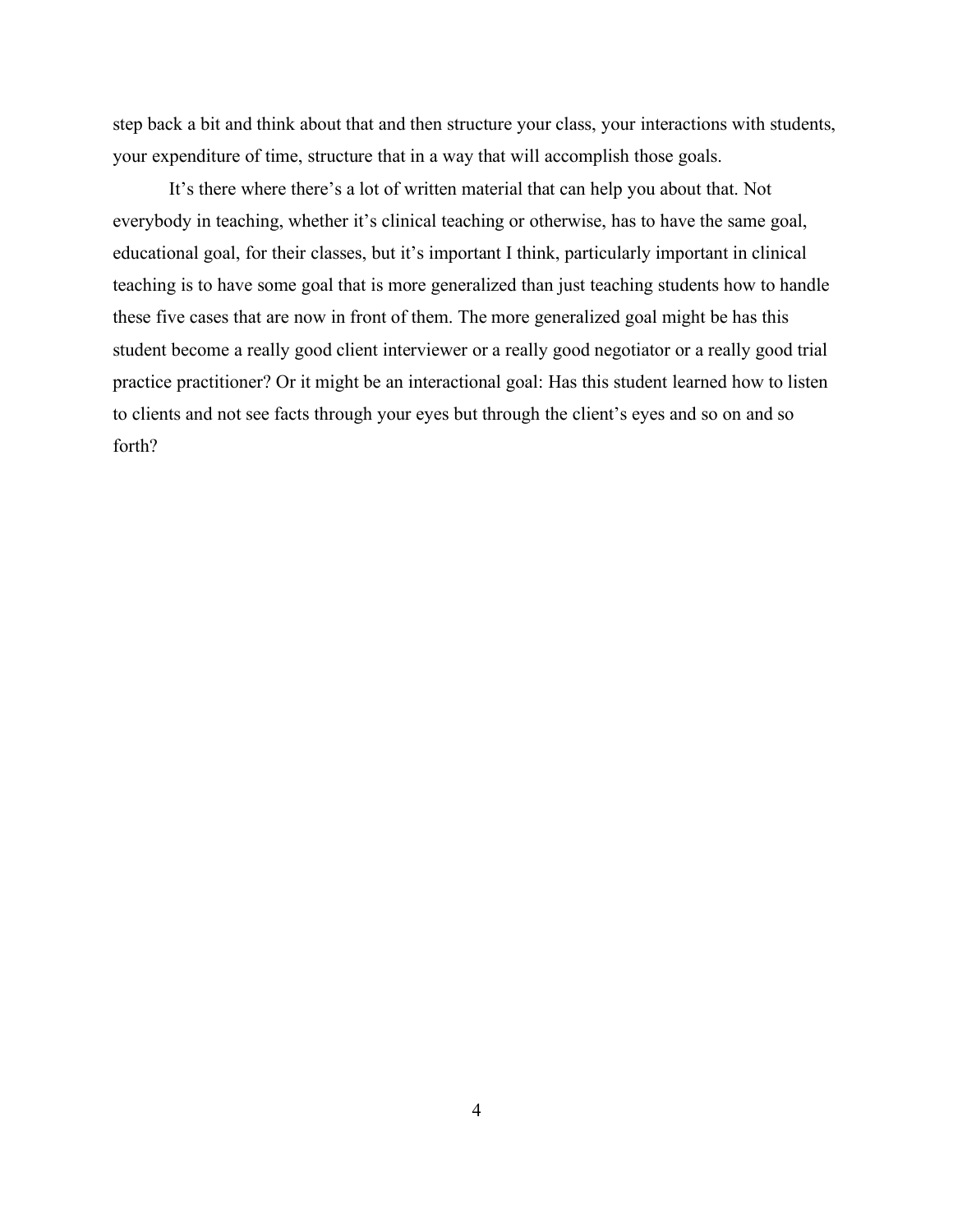step back a bit and think about that and then structure your class, your interactions with students, your expenditure of time, structure that in a way that will accomplish those goals.

It's there where there's a lot of written material that can help you about that. Not everybody in teaching, whether it's clinical teaching or otherwise, has to have the same goal, educational goal, for their classes, but it's important I think, particularly important in clinical teaching is to have some goal that is more generalized than just teaching students how to handle these five cases that are now in front of them. The more generalized goal might be has this student become a really good client interviewer or a really good negotiator or a really good trial practice practitioner? Or it might be an interactional goal: Has this student learned how to listen to clients and not see facts through your eyes but through the client's eyes and so on and so forth?